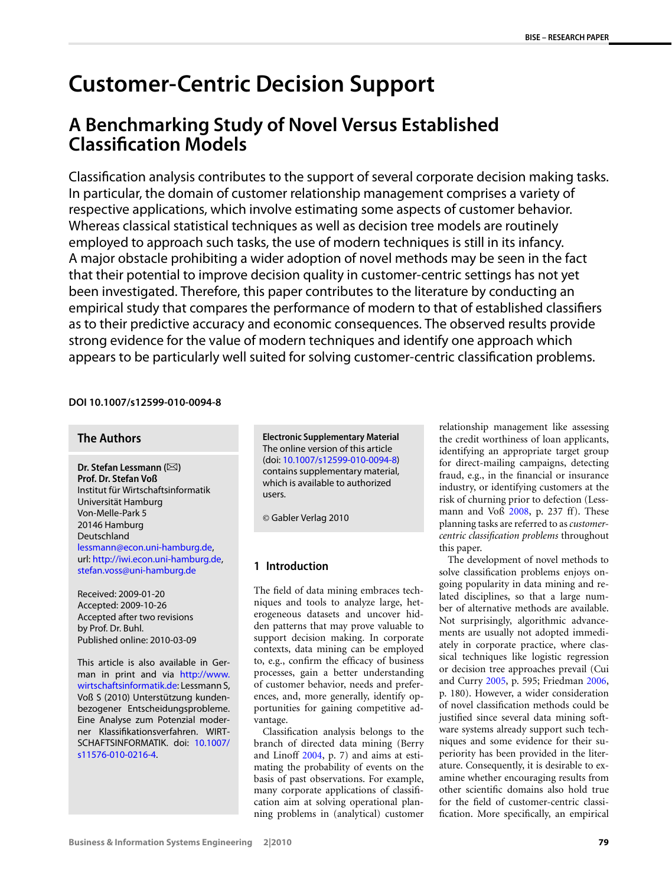# Customer-Centric Decision Support

## A Benchmarking Study of Novel Versus Established Classification Models

Classification analysis contributes to the support of several corporate decision making tasks. In particular, the domain of customer relationship management comprises a variety of respective applications, which involve estimating some aspects of customer behavior. Whereas classical statistical techniques as well as decision tree models are routinely employed to approach such tasks, the use of modern techniques is still in its infancy. A major obstacle prohibiting a wider adoption of novel methods may be seen in the fact that their potential to improve decision quality in customer-centric settings has not yet been investigated. Therefore, this paper contributes to the literature by conducting an empirical study that compares the performance of modern to that of established classifiers as to their predictive accuracy and economic consequences. The observed results provide strong evidence for the value of modern techniques and identify one approach which appears to be particularly well suited for solving customer-centric classification problems.

**DOI 10.1007/s12599-010-0094-8**

### The Authors

**Dr. Stefan Lessmann** (✉)
**Prof. Dr. Stefan Voß**
Institut für Wirtschaftsinformatik
Universität Hamburg
Von-Melle-Park 5
20146 Hamburg
Deutschland
lessmann@econ.uni-hamburg.de,
url: http://iwi.econ.uni-hamburg.de,
stefan.voss@uni-hamburg.de

Received: 2009-01-20
Accepted: 2009-10-26
Accepted after two revisions by Prof. Dr. Buhl.
Published online: 2010-03-09

This article is also available in German in print and via http://www.wirtschaftsinformatik.de: Lessmann S, Voß S (2010) Unterstützung kundenbezogener Entscheidungsprobleme. Eine Analyse zum Potenzial moderner Klassifikationsverfahren. WIRTSCHAFTSINFORMATIK. doi: 10.1007/s11576-010-0216-4.

**Electronic Supplementary Material**
The online version of this article (doi: 10.1007/s12599-010-0094-8) contains supplementary material, which is available to authorized users.

© Gabler Verlag 2010

## 1 Introduction

The field of data mining embraces techniques and tools to analyze large, heterogeneous datasets and uncover hidden patterns that may prove valuable to support decision making. In corporate contexts, data mining can be employed to, e.g., confirm the efficacy of business processes, gain a better understanding of customer behavior, needs and preferences, and, more generally, identify opportunities for gaining competitive advantage.

Classification analysis belongs to the branch of directed data mining (Berry and Linoff 2004, p. 7) and aims at estimating the probability of events on the basis of past observations. For example, many corporate applications of classification aim at solving operational planning problems in (analytical) customer relationship management like assessing the credit worthiness of loan applicants, identifying an appropriate target group for direct-mailing campaigns, detecting fraud, e.g., in the financial or insurance industry, or identifying customers at the risk of churning prior to defection (Lessmann and Voß 2008, p. 237 ff). These planning tasks are referred to as *customer-centric classification problems* throughout this paper.

The development of novel methods to solve classification problems enjoys ongoing popularity in data mining and related disciplines, so that a large number of alternative methods are available. Not surprisingly, algorithmic advancements are usually not adopted immediately in corporate practice, where classical techniques like logistic regression or decision tree approaches prevail (Cui and Curry 2005, p. 595; Friedman 2006, p. 180). However, a wider consideration of novel classification methods could be justified since several data mining software systems already support such techniques and some evidence for their superiority has been provided in the literature. Consequently, it is desirable to examine whether encouraging results from other scientific domains also hold true for the field of customer-centric classification. More specifically, an empirical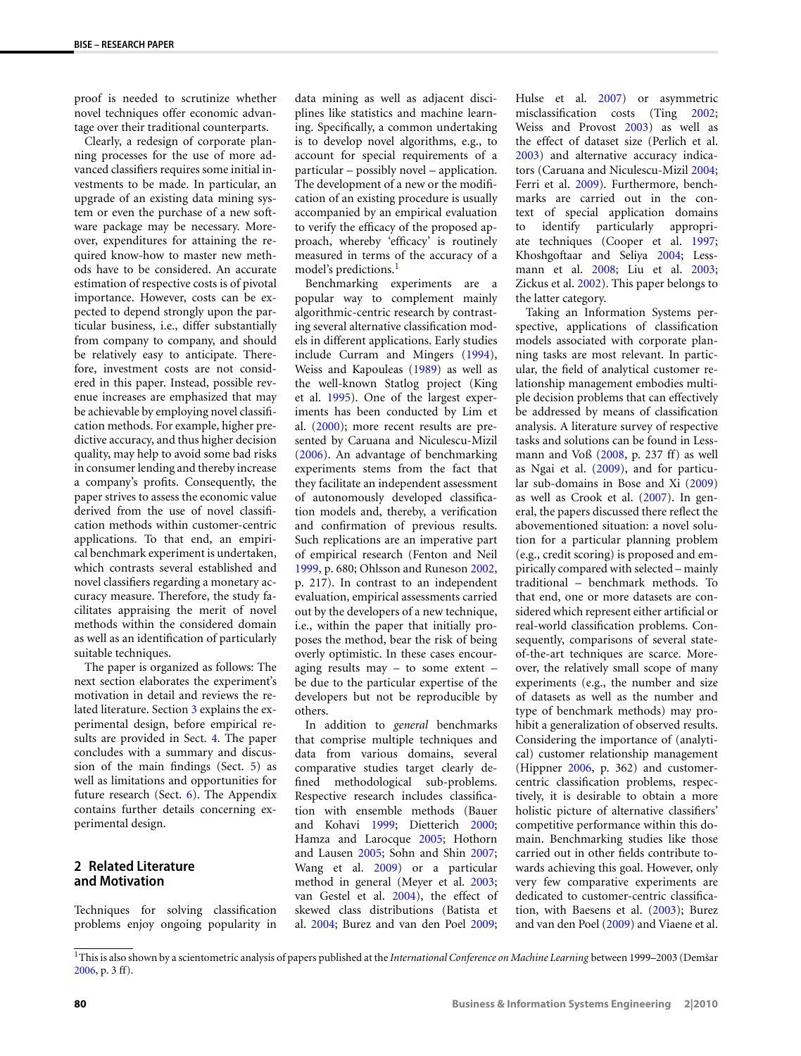proof is needed to scrutinize whether novel techniques offer economic advantage over their traditional counterparts.

Clearly, a redesign of corporate planning processes for the use of more advanced classifiers requires some initial investments to be made. In particular, an upgrade of an existing data mining system or even the purchase of a new software package may be necessary. Moreover, expenditures for attaining the required know-how to master new methods have to be considered. An accurate estimation of respective costs is of pivotal importance. However, costs can be expected to depend strongly upon the particular business, i.e., differ substantially from company to company, and should be relatively easy to anticipate. Therefore, investment costs are not considered in this paper. Instead, possible revenue increases are emphasized that may be achievable by employing novel classification methods. For example, higher predictive accuracy, and thus higher decision quality, may help to avoid some bad risks in consumer lending and thereby increase a company's profits. Consequently, the paper strives to assess the economic value derived from the use of novel classification methods within customer-centric applications. To that end, an empirical benchmark experiment is undertaken, which contrasts several established and novel classifiers regarding a monetary accuracy measure. Therefore, the study facilitates appraising the merit of novel methods within the considered domain as well as an identification of particularly suitable techniques.

The paper is organized as follows: The next section elaborates the experiment's motivation in detail and reviews the related literature. Section 3 explains the experimental design, before empirical results are provided in Sect. 4. The paper concludes with a summary and discussion of the main findings (Sect. 5) as well as limitations and opportunities for future research (Sect. 6). The Appendix contains further details concerning experimental design.

## 2 Related Literature and Motivation

Techniques for solving classification problems enjoy ongoing popularity in data mining as well as adjacent disciplines like statistics and machine learning. Specifically, a common undertaking is to develop novel algorithms, e.g., to account for special requirements of a particular – possibly novel – application. The development of a new or the modification of an existing procedure is usually accompanied by an empirical evaluation to verify the efficacy of the proposed approach, whereby 'efficacy' is routinely measured in terms of the accuracy of a model's predictions.[1]

Benchmarking experiments are a popular way to complement mainly algorithmic-centric research by contrasting several alternative classification models in different applications. Early studies include Curram and Mingers (1994), Weiss and Kapouleas (1989) as well as the well-known Statlog project (King et al. 1995). One of the largest experiments has been conducted by Lim et al. (2000); more recent results are presented by Caruana and Niculescu-Mizil (2006). An advantage of benchmarking experiments stems from the fact that they facilitate an independent assessment of autonomously developed classification models and, thereby, a verification and confirmation of previous results. Such replications are an imperative part of empirical research (Fenton and Neil 1999, p. 680; Ohlsson and Runeson 2002, p. 217). In contrast to an independent evaluation, empirical assessments carried out by the developers of a new technique, i.e., within the paper that initially proposes the method, bear the risk of being overly optimistic. In these cases encouraging results may – to some extent – be due to the particular expertise of the developers but not be reproducible by others.

In addition to *general* benchmarks that comprise multiple techniques and data from various domains, several comparative studies target clearly defined methodological sub-problems. Respective research includes classification with ensemble methods (Bauer and Kohavi 1999; Dietterich 2000; Hamza and Larocque 2005; Hothorn and Lausen 2005; Sohn and Shin 2007; Wang et al. 2009) or a particular method in general (Meyer et al. 2003; van Gestel et al. 2004), the effect of skewed class distributions (Batista et al. 2004; Burez and van den Poel 2009; Hulse et al. 2007) or asymmetric misclassification costs (Ting 2002; Weiss and Provost 2003) as well as the effect of dataset size (Perlich et al. 2003) and alternative accuracy indicators (Caruana and Niculescu-Mizil 2004; Ferri et al. 2009). Furthermore, benchmarks are carried out in the context of special application domains to identify particularly appropriate techniques (Cooper et al. 1997; Khoshgoftaar and Seliya 2004; Lessmann et al. 2008; Liu et al. 2003; Zickus et al. 2002). This paper belongs to the latter category.

Taking an Information Systems perspective, applications of classification models associated with corporate planning tasks are most relevant. In particular, the field of analytical customer relationship management embodies multiple decision problems that can effectively be addressed by means of classification analysis. A literature survey of respective tasks and solutions can be found in Lessmann and Voß (2008, p. 237 ff) as well as Ngai et al. (2009), and for particular sub-domains in Bose and Xi (2009) as well as Crook et al. (2007). In general, the papers discussed there reflect the abovementioned situation: a novel solution for a particular planning problem (e.g., credit scoring) is proposed and empirically compared with selected – mainly traditional – benchmark methods. To that end, one or more datasets are considered which represent either artificial or real-world classification problems. Consequently, comparisons of several state-of-the-art techniques are scarce. Moreover, the relatively small scope of many experiments (e.g., the number and size of datasets as well as the number and type of benchmark methods) may prohibit a generalization of observed results. Considering the importance of (analytical) customer relationship management (Hippner 2006, p. 362) and customer-centric classification problems, respectively, it is desirable to obtain a more holistic picture of alternative classifiers' competitive performance within this domain. Benchmarking studies like those carried out in other fields contribute towards achieving this goal. However, only very few comparative experiments are dedicated to customer-centric classification, with Baesens et al. (2003); Burez and van den Poel (2009) and Viaene et al.

---

[1] This is also shown by a scientometric analysis of papers published at the *International Conference on Machine Learning* between 1999–2003 (Demšar 2006, p. 3 ff).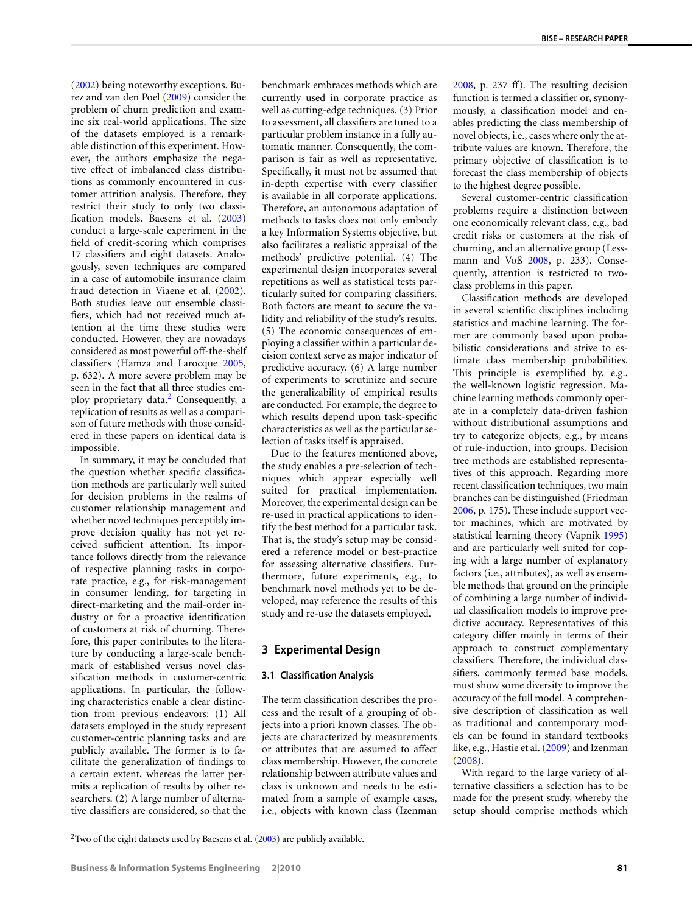(2002) being noteworthy exceptions. Burez and van den Poel (2009) consider the problem of churn prediction and examine six real-world applications. The size of the datasets employed is a remarkable distinction of this experiment. However, the authors emphasize the negative effect of imbalanced class distributions as commonly encountered in customer attrition analysis. Therefore, they restrict their study to only two classification models. Baesens et al. (2003) conduct a large-scale experiment in the field of credit-scoring which comprises 17 classifiers and eight datasets. Analogously, seven techniques are compared in a case of automobile insurance claim fraud detection in Viaene et al. (2002). Both studies leave out ensemble classifiers, which had not received much attention at the time these studies were conducted. However, they are nowadays considered as most powerful off-the-shelf classifiers (Hamza and Larocque 2005, p. 632). A more severe problem may be seen in the fact that all three studies employ proprietary data.[2] Consequently, a replication of results as well as a comparison of future methods with those considered in these papers on identical data is impossible.

In summary, it may be concluded that the question whether specific classification methods are particularly well suited for decision problems in the realms of customer relationship management and whether novel techniques perceptibly improve decision quality has not yet received sufficient attention. Its importance follows directly from the relevance of respective planning tasks in corporate practice, e.g., for risk-management in consumer lending, for targeting in direct-marketing and the mail-order industry or for a proactive identification of customers at risk of churning. Therefore, this paper contributes to the literature by conducting a large-scale benchmark of established versus novel classification methods in customer-centric applications. In particular, the following characteristics enable a clear distinction from previous endeavors: (1) All datasets employed in the study represent customer-centric planning tasks and are publicly available. The former is to facilitate the generalization of findings to a certain extent, whereas the latter permits a replication of results by other researchers. (2) A large number of alternative classifiers are considered, so that the benchmark embraces methods which are currently used in corporate practice as well as cutting-edge techniques. (3) Prior to assessment, all classifiers are tuned to a particular problem instance in a fully automatic manner. Consequently, the comparison is fair as well as representative. Specifically, it must not be assumed that in-depth expertise with every classifier is available in all corporate applications. Therefore, an autonomous adaptation of methods to tasks does not only embody a key Information Systems objective, but also facilitates a realistic appraisal of the methods' predictive potential. (4) The experimental design incorporates several repetitions as well as statistical tests particularly suited for comparing classifiers. Both factors are meant to secure the validity and reliability of the study's results. (5) The economic consequences of employing a classifier within a particular decision context serve as major indicator of predictive accuracy. (6) A large number of experiments to scrutinize and secure the generalizability of empirical results are conducted. For example, the degree to which results depend upon task-specific characteristics as well as the particular selection of tasks itself is appraised.

Due to the features mentioned above, the study enables a pre-selection of techniques which appear especially well suited for practical implementation. Moreover, the experimental design can be re-used in practical applications to identify the best method for a particular task. That is, the study's setup may be considered a reference model or best-practice for assessing alternative classifiers. Furthermore, future experiments, e.g., to benchmark novel methods yet to be developed, may reference the results of this study and re-use the datasets employed.

## 3 Experimental Design

### 3.1 Classification Analysis

The term classification describes the process and the result of a grouping of objects into a priori known classes. The objects are characterized by measurements or attributes that are assumed to affect class membership. However, the concrete relationship between attribute values and class is unknown and needs to be estimated from a sample of example cases, i.e., objects with known class (Izenman 2008, p. 237 ff). The resulting decision function is termed a classifier or, synonymously, a classification model and enables predicting the class membership of novel objects, i.e., cases where only the attribute values are known. Therefore, the primary objective of classification is to forecast the class membership of objects to the highest degree possible.

Several customer-centric classification problems require a distinction between one economically relevant class, e.g., bad credit risks or customers at the risk of churning, and an alternative group (Lessmann and Voß 2008, p. 233). Consequently, attention is restricted to two-class problems in this paper.

Classification methods are developed in several scientific disciplines including statistics and machine learning. The former are commonly based upon probabilistic considerations and strive to estimate class membership probabilities. This principle is exemplified by, e.g., the well-known logistic regression. Machine learning methods commonly operate in a completely data-driven fashion without distributional assumptions and try to categorize objects, e.g., by means of rule-induction, into groups. Decision tree methods are established representatives of this approach. Regarding more recent classification techniques, two main branches can be distinguished (Friedman 2006, p. 175). These include support vector machines, which are motivated by statistical learning theory (Vapnik 1995) and are particularly well suited for coping with a large number of explanatory factors (i.e., attributes), as well as ensemble methods that ground on the principle of combining a large number of individual classification models to improve predictive accuracy. Representatives of this category differ mainly in terms of their approach to construct complementary classifiers. Therefore, the individual classifiers, commonly termed base models, must show some diversity to improve the accuracy of the full model. A comprehensive description of classification as well as traditional and contemporary models can be found in standard textbooks like, e.g., Hastie et al. (2009) and Izenman (2008).

With regard to the large variety of alternative classifiers a selection has to be made for the present study, whereby the setup should comprise methods which

[2] Two of the eight datasets used by Baesens et al. (2003) are publicly available.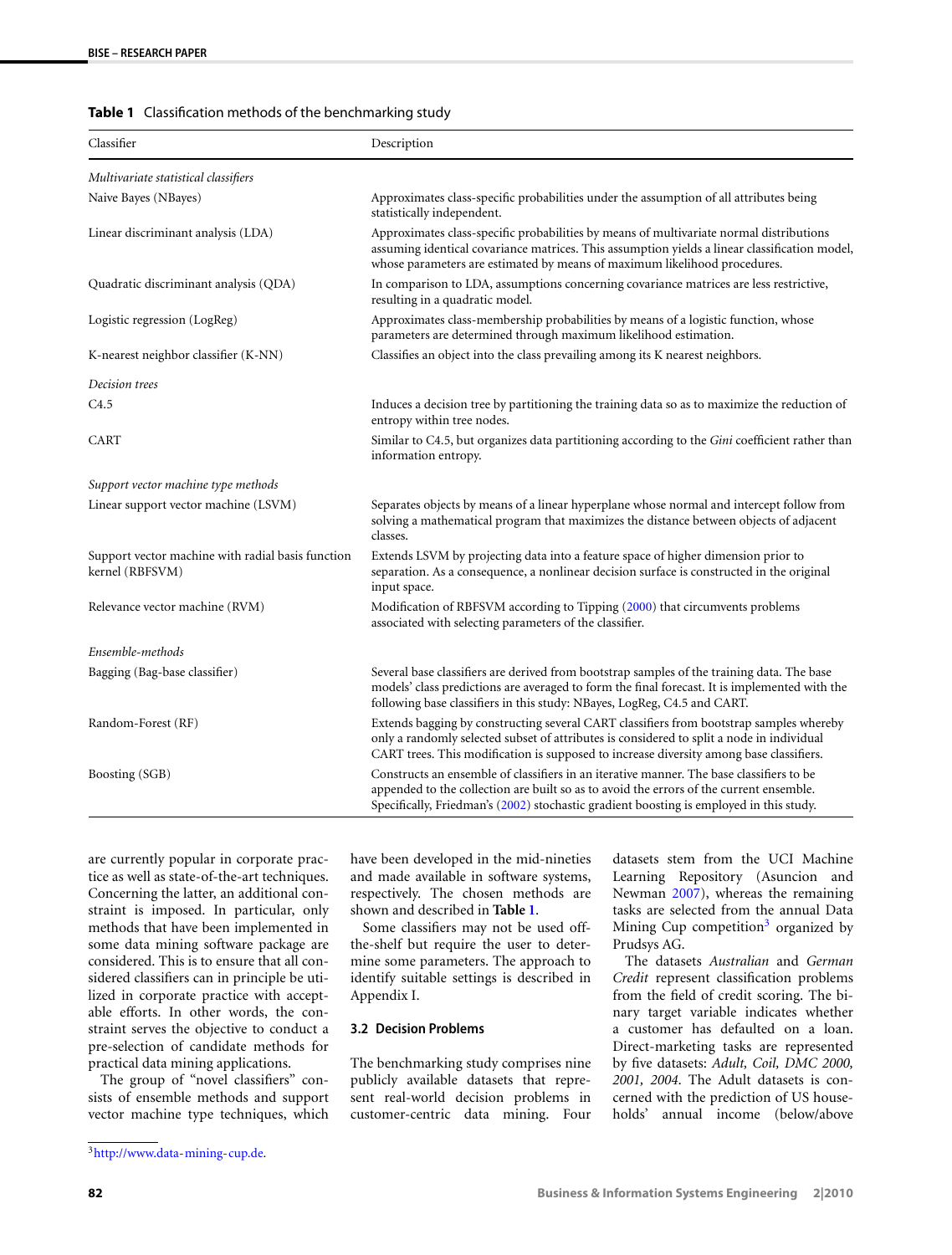**Table 1** Classification methods of the benchmarking study

| Classifier | Description |
|---|---|
| *Multivariate statistical classifiers* | |
| Naive Bayes (NBayes) | Approximates class-specific probabilities under the assumption of all attributes being statistically independent. |
| Linear discriminant analysis (LDA) | Approximates class-specific probabilities by means of multivariate normal distributions assuming identical covariance matrices. This assumption yields a linear classification model, whose parameters are estimated by means of maximum likelihood procedures. |
| Quadratic discriminant analysis (QDA) | In comparison to LDA, assumptions concerning covariance matrices are less restrictive, resulting in a quadratic model. |
| Logistic regression (LogReg) | Approximates class-membership probabilities by means of a logistic function, whose parameters are determined through maximum likelihood estimation. |
| K-nearest neighbor classifier (K-NN) | Classifies an object into the class prevailing among its K nearest neighbors. |
| *Decision trees* | |
| C4.5 | Induces a decision tree by partitioning the training data so as to maximize the reduction of entropy within tree nodes. |
| CART | Similar to C4.5, but organizes data partitioning according to the *Gini* coefficient rather than information entropy. |
| *Support vector machine type methods* | |
| Linear support vector machine (LSVM) | Separates objects by means of a linear hyperplane whose normal and intercept follow from solving a mathematical program that maximizes the distance between objects of adjacent classes. |
| Support vector machine with radial basis function kernel (RBFSVM) | Extends LSVM by projecting data into a feature space of higher dimension prior to separation. As a consequence, a nonlinear decision surface is constructed in the original input space. |
| Relevance vector machine (RVM) | Modification of RBFSVM according to Tipping (2000) that circumvents problems associated with selecting parameters of the classifier. |
| *Ensemble-methods* | |
| Bagging (Bag-base classifier) | Several base classifiers are derived from bootstrap samples of the training data. The base models' class predictions are averaged to form the final forecast. It is implemented with the following base classifiers in this study: NBayes, LogReg, C4.5 and CART. |
| Random-Forest (RF) | Extends bagging by constructing several CART classifiers from bootstrap samples whereby only a randomly selected subset of attributes is considered to split a node in individual CART trees. This modification is supposed to increase diversity among base classifiers. |
| Boosting (SGB) | Constructs an ensemble of classifiers in an iterative manner. The base classifiers to be appended to the collection are built so as to avoid the errors of the current ensemble. Specifically, Friedman's (2002) stochastic gradient boosting is employed in this study. |

are currently popular in corporate practice as well as state-of-the-art techniques. Concerning the latter, an additional constraint is imposed. In particular, only methods that have been implemented in some data mining software package are considered. This is to ensure that all considered classifiers can in principle be utilized in corporate practice with acceptable efforts. In other words, the constraint serves the objective to conduct a pre-selection of candidate methods for practical data mining applications.

The group of "novel classifiers" consists of ensemble methods and support vector machine type techniques, which have been developed in the mid-nineties and made available in software systems, respectively. The chosen methods are shown and described in **Table 1**.

Some classifiers may not be used off-the-shelf but require the user to determine some parameters. The approach to identify suitable settings is described in Appendix I.

### 3.2 Decision Problems

The benchmarking study comprises nine publicly available datasets that represent real-world decision problems in customer-centric data mining. Four datasets stem from the UCI Machine Learning Repository (Asuncion and Newman 2007), whereas the remaining tasks are selected from the annual Data Mining Cup competition[3] organized by Prudsys AG.

The datasets *Australian* and *German Credit* represent classification problems from the field of credit scoring. The binary target variable indicates whether a customer has defaulted on a loan. Direct-marketing tasks are represented by five datasets: *Adult, Coil, DMC 2000, 2001, 2004*. The Adult datasets is concerned with the prediction of US households' annual income (below/above

[3] http://www.data-mining-cup.de.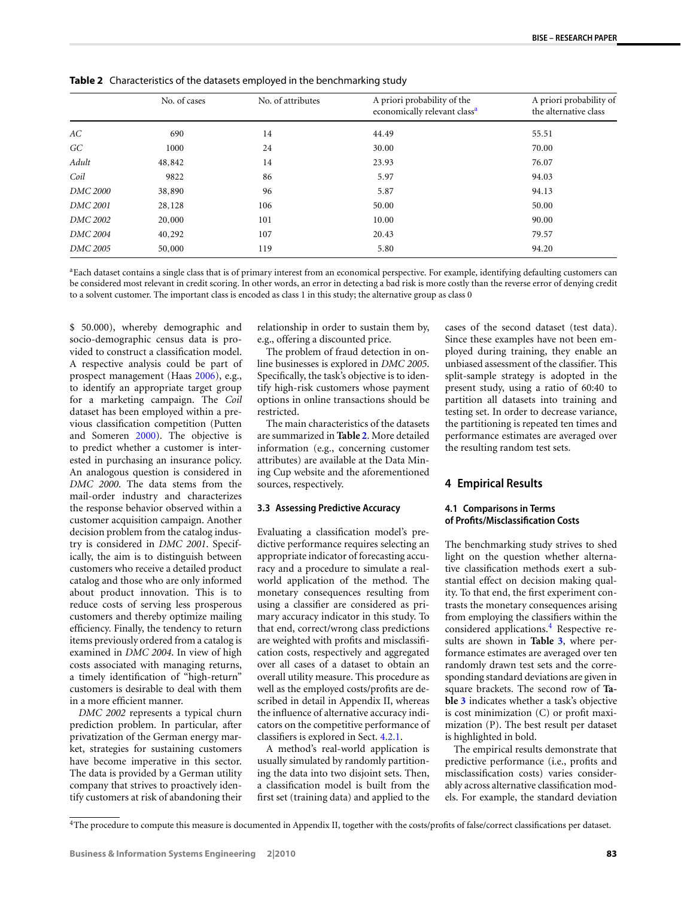**Table 2** Characteristics of the datasets employed in the benchmarking study

| | No. of cases | No. of attributes | A priori probability of the economically relevant class[a] | A priori probability of the alternative class |
|---|---|---|---|---|
| *AC* | 690 | 14 | 44.49 | 55.51 |
| *GC* | 1000 | 24 | 30.00 | 70.00 |
| *Adult* | 48,842 | 14 | 23.93 | 76.07 |
| *Coil* | 9822 | 86 | 5.97 | 94.03 |
| *DMC 2000* | 38,890 | 96 | 5.87 | 94.13 |
| *DMC 2001* | 28,128 | 106 | 50.00 | 50.00 |
| *DMC 2002* | 20,000 | 101 | 10.00 | 90.00 |
| *DMC 2004* | 40,292 | 107 | 20.43 | 79.57 |
| *DMC 2005* | 50,000 | 119 | 5.80 | 94.20 |

[a]Each dataset contains a single class that is of primary interest from an economical perspective. For example, identifying defaulting customers can be considered most relevant in credit scoring. In other words, an error in detecting a bad risk is more costly than the reverse error of denying credit to a solvent customer. The important class is encoded as class 1 in this study; the alternative group as class 0

$ 50.000), whereby demographic and socio-demographic census data is provided to construct a classification model. A respective analysis could be part of prospect management (Haas 2006), e.g., to identify an appropriate target group for a marketing campaign. The *Coil* dataset has been employed within a previous classification competition (Putten and Someren 2000). The objective is to predict whether a customer is interested in purchasing an insurance policy. An analogous question is considered in *DMC 2000*. The data stems from the mail-order industry and characterizes the response behavior observed within a customer acquisition campaign. Another decision problem from the catalog industry is considered in *DMC 2001*. Specifically, the aim is to distinguish between customers who receive a detailed product catalog and those who are only informed about product innovation. This is to reduce costs of serving less prosperous customers and thereby optimize mailing efficiency. Finally, the tendency to return items previously ordered from a catalog is examined in *DMC 2004*. In view of high costs associated with managing returns, a timely identification of "high-return" customers is desirable to deal with them in a more efficient manner.

*DMC 2002* represents a typical churn prediction problem. In particular, after privatization of the German energy market, strategies for sustaining customers have become imperative in this sector. The data is provided by a German utility company that strives to proactively identify customers at risk of abandoning their relationship in order to sustain them by, e.g., offering a discounted price.

The problem of fraud detection in online businesses is explored in *DMC 2005*. Specifically, the task's objective is to identify high-risk customers whose payment options in online transactions should be restricted.

The main characteristics of the datasets are summarized in **Table 2**. More detailed information (e.g., concerning customer attributes) are available at the Data Mining Cup website and the aforementioned sources, respectively.

### 3.3 Assessing Predictive Accuracy

Evaluating a classification model's predictive performance requires selecting an appropriate indicator of forecasting accuracy and a procedure to simulate a real-world application of the method. The monetary consequences resulting from using a classifier are considered as primary accuracy indicator in this study. To that end, correct/wrong class predictions are weighted with profits and misclassification costs, respectively and aggregated over all cases of a dataset to obtain an overall utility measure. This procedure as well as the employed costs/profits are described in detail in Appendix II, whereas the influence of alternative accuracy indicators on the competitive performance of classifiers is explored in Sect. 4.2.1.

A method's real-world application is usually simulated by randomly partitioning the data into two disjoint sets. Then, a classification model is built from the first set (training data) and applied to the cases of the second dataset (test data). Since these examples have not been employed during training, they enable an unbiased assessment of the classifier. This split-sample strategy is adopted in the present study, using a ratio of 60:40 to partition all datasets into training and testing set. In order to decrease variance, the partitioning is repeated ten times and performance estimates are averaged over the resulting random test sets.

## 4 Empirical Results

### 4.1 Comparisons in Terms of Profits/Misclassification Costs

The benchmarking study strives to shed light on the question whether alternative classification methods exert a substantial effect on decision making quality. To that end, the first experiment contrasts the monetary consequences arising from employing the classifiers within the considered applications.[4] Respective results are shown in **Table 3**, where performance estimates are averaged over ten randomly drawn test sets and the corresponding standard deviations are given in square brackets. The second row of **Table 3** indicates whether a task's objective is cost minimization (C) or profit maximization (P). The best result per dataset is highlighted in bold.

The empirical results demonstrate that predictive performance (i.e., profits and misclassification costs) varies considerably across alternative classification models. For example, the standard deviation

[4]The procedure to compute this measure is documented in Appendix II, together with the costs/profits of false/correct classifications per dataset.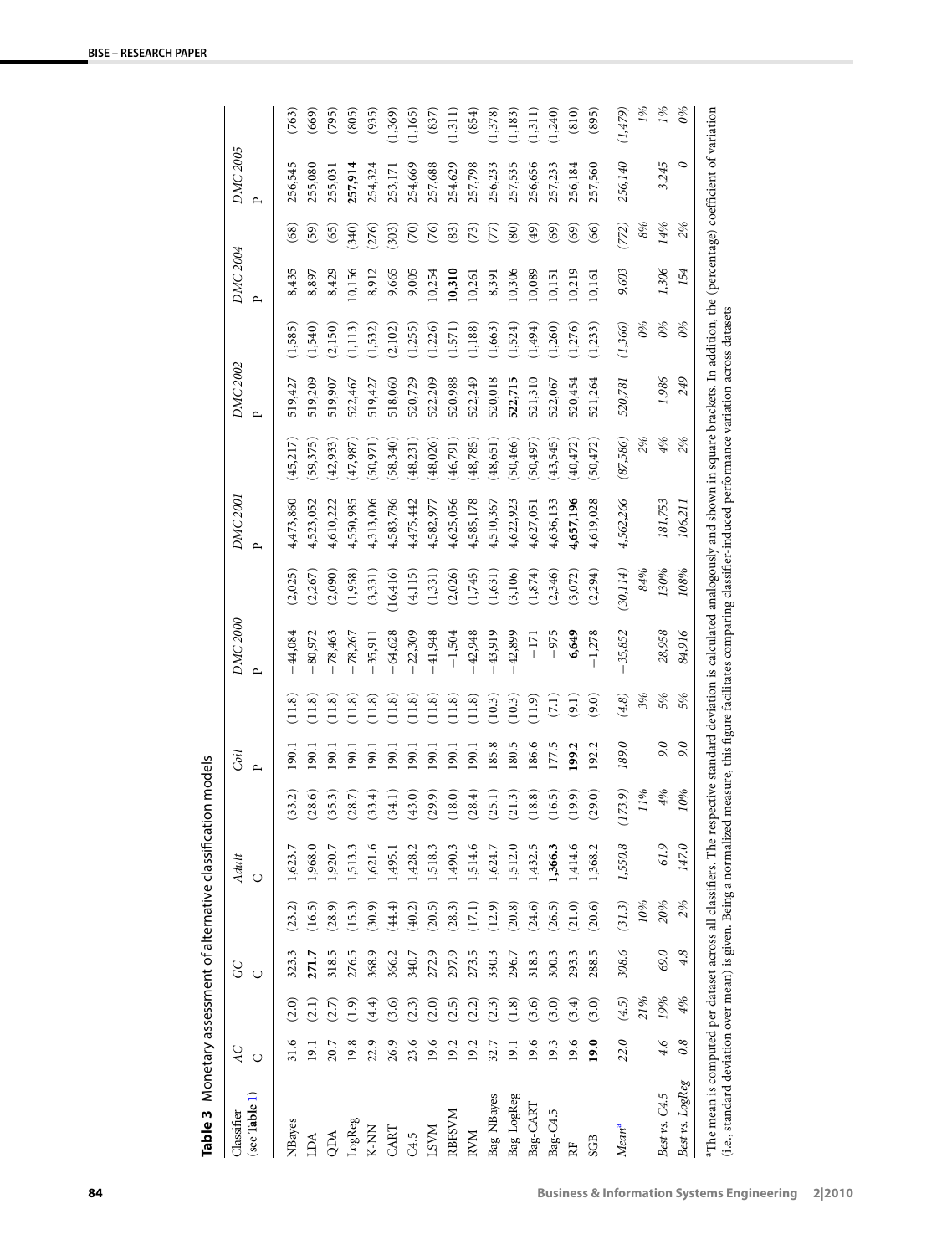**Table 3** Monetary assessment of alternative classification models

| Classifier (see Table 1) | AC | | GC | | Adult | | Coil | | DMC 2000 | | DMC 2001 | | DMC 2002 | | DMC 2004 | | DMC 2005 | |
|---|---|---|---|---|---|---|---|---|---|---|---|---|---|---|---|---|---|---|
| | C | | C | | C | | P | | P | | P | | P | | P | | P | |
| NBayes | 31.6 | (2.0) | 323.3 | (23.2) | 1,623.7 | (33.2) | 190.1 | (11.8) | −44,084 | (2,025) | 4,473,860 | (45,217) | 519,427 | (1,585) | 8,435 | (68) | 256,545 | (763) |
| LDA | 19.1 | (2.1) | **271.7** | (16.5) | 1,968.0 | (28.6) | 190.1 | (11.8) | −80,972 | (2,267) | 4,523,052 | (59,375) | 519,209 | (1,540) | 8,897 | (59) | 255,080 | (669) |
| QDA | 20.7 | (2.7) | 318.5 | (28.9) | 1,920.7 | (35.3) | 190.1 | (11.8) | −78,463 | (2,090) | 4,610,222 | (42,933) | 519,907 | (2,150) | 8,429 | (65) | 255,031 | (795) |
| LogReg | 19.8 | (1.9) | 276.5 | (15.3) | 1,513.3 | (28.7) | 190.1 | (11.8) | −78,267 | (1,958) | 4,550,985 | (47,987) | 522,467 | (1,113) | 10,156 | (340) | **257,914** | (805) |
| K-NN | 22.9 | (4.4) | 368.9 | (30.9) | 1,621.6 | (33.4) | 190.1 | (11.8) | −35,911 | (3,331) | 4,313,006 | (50,971) | 519,427 | (1,532) | 8,912 | (276) | 254,324 | (935) |
| CART | 26.9 | (3.6) | 366.2 | (44.4) | 1,495.1 | (34.1) | 190.1 | (11.8) | −64,628 | (16,416) | 4,583,786 | (58,340) | 518,060 | (2,102) | 9,665 | (303) | 253,171 | (1,369) |
| C4.5 | 23.6 | (2.3) | 340.7 | (40.2) | 1,428.2 | (43.0) | 190.1 | (11.8) | −22,309 | (4,115) | 4,475,442 | (48,231) | 520,729 | (1,255) | 9,005 | (70) | 254,669 | (1,165) |
| LSVM | 19.6 | (2.0) | 272.9 | (20.5) | 1,518.3 | (29.9) | 190.1 | (11.8) | −41,948 | (1,331) | 4,582,977 | (48,026) | 522,209 | (1,226) | 10,254 | (76) | 257,688 | (837) |
| RBFSVM | 19.2 | (2.5) | 297.9 | (28.3) | 1,490.3 | (18.0) | 190.1 | (11.8) | −1,504 | (2,026) | 4,625,056 | (46,791) | 520,988 | (1,571) | **10,310** | (83) | 254,629 | (1,311) |
| RVM | 19.2 | (2.2) | 273.5 | (17.1) | 1,514.6 | (28.4) | 190.1 | (11.8) | −42,948 | (1,745) | 4,585,178 | (48,785) | 522,249 | (1,188) | 10,261 | (73) | 257,798 | (854) |
| Bag-NBayes | 32.7 | (2.3) | 330.3 | (12.9) | 1,624.7 | (25.1) | 185.8 | (10.3) | −43,919 | (1,631) | 4,510,367 | (48,651) | 520,018 | (1,663) | 8,391 | (77) | 256,233 | (1,378) |
| Bag-LogReg | 19.1 | (1.8) | 296.7 | (20.8) | 1,512.0 | (21.3) | 180.5 | (10.3) | −42,899 | (3,106) | 4,622,923 | (50,466) | **522,715** | (1,524) | 10,306 | (80) | 257,535 | (1,183) |
| Bag-CART | 19.6 | (3.6) | 318.3 | (24.6) | 1,432.5 | (18.8) | 186.6 | (11.9) | −171 | (1,874) | 4,627,051 | (50,497) | 521,310 | (1,494) | 10,089 | (49) | 256,656 | (1,311) |
| Bag-C4.5 | 19.3 | (3.0) | 300.3 | (26.5) | **1,366.3** | (16.5) | 177.5 | (7.1) | −975 | (2,346) | 4,636,133 | (43,545) | 522,067 | (1,260) | 10,151 | (69) | 257,233 | (1,240) |
| RF | 19.6 | (3.4) | 293.3 | (21.0) | 1,414.6 | (19.9) | **199.2** | (9.1) | **6,649** | (3,072) | **4,657,196** | (40,472) | 520,454 | (1,276) | 10,219 | (69) | 256,184 | (810) |
| SGB | **19.0** | (3.0) | 288.5 | (20.6) | 1,368.2 | (29.0) | 192.2 | (9.0) | −1,278 | (2,294) | 4,619,028 | (50,472) | 521,264 | (1,233) | 10,161 | (66) | 257,560 | (895) |
| *Mean*[a] | *22.0* | *(4.5)* | *308.6* | *(31.3)* | *1,550.8* | *(173.9)* | *189.0* | *(4.8)* | *−35,852* | *(30,114)* | *4,562,266* | *(87,586)* | *520,781* | *(1,366)* | *9,603* | *(772)* | *256,140* | *(1,479)* |
| | | *21%* | | *10%* | | *11%* | | *3%* | | *84%* | | *2%* | | *0%* | | *8%* | | *1%* |
| *Best vs. C4.5* | *4.6* | *19%* | *69.0* | *20%* | *61.9* | *4%* | *9.0* | *5%* | *28,958* | *130%* | *181,753* | *4%* | *1,986* | *0%* | *1,306* | *14%* | *3,245* | *1%* |
| *Best vs. LogReg* | *0.8* | *4%* | *4.8* | *2%* | *147.0* | *10%* | *9.0* | *5%* | *84,916* | *108%* | *106,211* | *2%* | *249* | *0%* | *154* | *2%* | *0* | *0%* |

[a]The mean is computed per dataset across all classifiers. The respective standard deviation is calculated analogously and shown in square brackets. In addition, the (percentage) coefficient of variation (i.e., standard deviation over mean) is given. Being a normalized measure, this figure facilitates comparing classifier-induced performance variation across datasets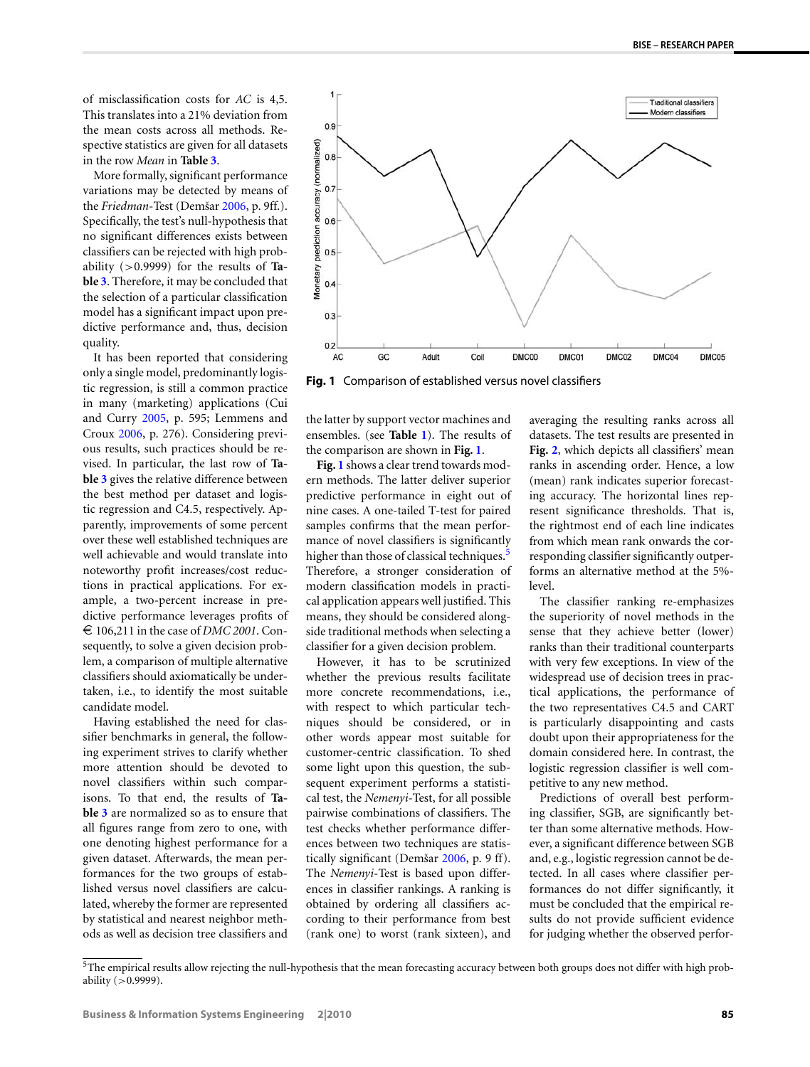of misclassification costs for *AC* is 4,5. This translates into a 21% deviation from the mean costs across all methods. Respective statistics are given for all datasets in the row *Mean* in **Table 3**.

More formally, significant performance variations may be detected by means of the *Friedman*-Test (Demšar 2006, p. 9ff.). Specifically, the test's null-hypothesis that no significant differences exists between classifiers can be rejected with high probability (>0.9999) for the results of **Table 3**. Therefore, it may be concluded that the selection of a particular classification model has a significant impact upon predictive performance and, thus, decision quality.

It has been reported that considering only a single model, predominantly logistic regression, is still a common practice in many (marketing) applications (Cui and Curry 2005, p. 595; Lemmens and Croux 2006, p. 276). Considering previous results, such practices should be revised. In particular, the last row of **Table 3** gives the relative difference between the best method per dataset and logistic regression and C4.5, respectively. Apparently, improvements of some percent over these well established techniques are well achievable and would translate into noteworthy profit increases/cost reductions in practical applications. For example, a two-percent increase in predictive performance leverages profits of € 106,211 in the case of *DMC 2001*. Consequently, to solve a given decision problem, a comparison of multiple alternative classifiers should axiomatically be undertaken, i.e., to identify the most suitable candidate model.

Having established the need for classifier benchmarks in general, the following experiment strives to clarify whether more attention should be devoted to novel classifiers within such comparisons. To that end, the results of **Table 3** are normalized so as to ensure that all figures range from zero to one, with one denoting highest performance for a given dataset. Afterwards, the mean performances for the two groups of established versus novel classifiers are calculated, whereby the former are represented by statistical and nearest neighbor methods as well as decision tree classifiers and the latter by support vector machines and ensembles. (see **Table 1**). The results of the comparison are shown in **Fig. 1**.

**Fig. 1** Comparison of established versus novel classifiers

**Fig. 1** shows a clear trend towards modern methods. The latter deliver superior predictive performance in eight out of nine cases. A one-tailed T-test for paired samples confirms that the mean performance of novel classifiers is significantly higher than those of classical techniques.[5] Therefore, a stronger consideration of modern classification models in practical application appears well justified. This means, they should be considered alongside traditional methods when selecting a classifier for a given decision problem.

However, it has to be scrutinized whether the previous results facilitate more concrete recommendations, i.e., with respect to which particular techniques should be considered, or in other words appear most suitable for customer-centric classification. To shed some light upon this question, the subsequent experiment performs a statistical test, the *Nemenyi*-Test, for all possible pairwise combinations of classifiers. The test checks whether performance differences between two techniques are statistically significant (Demšar 2006, p. 9 ff). The *Nemenyi*-Test is based upon differences in classifier rankings. A ranking is obtained by ordering all classifiers according to their performance from best (rank one) to worst (rank sixteen), and averaging the resulting ranks across all datasets. The test results are presented in **Fig. 2**, which depicts all classifiers' mean ranks in ascending order. Hence, a low (mean) rank indicates superior forecasting accuracy. The horizontal lines represent significance thresholds. That is, the rightmost end of each line indicates from which mean rank onwards the corresponding classifier significantly outperforms an alternative method at the 5%-level.

The classifier ranking re-emphasizes the superiority of novel methods in the sense that they achieve better (lower) ranks than their traditional counterparts with very few exceptions. In view of the widespread use of decision trees in practical applications, the performance of the two representatives C4.5 and CART is particularly disappointing and casts doubt upon their appropriateness for the domain considered here. In contrast, the logistic regression classifier is well competitive to any new method.

Predictions of overall best performing classifier, SGB, are significantly better than some alternative methods. However, a significant difference between SGB and, e.g., logistic regression cannot be detected. In all cases where classifier performances do not differ significantly, it must be concluded that the empirical results do not provide sufficient evidence for judging whether the observed perfor-

[5] The empirical results allow rejecting the null-hypothesis that the mean forecasting accuracy between both groups does not differ with high probability (>0.9999).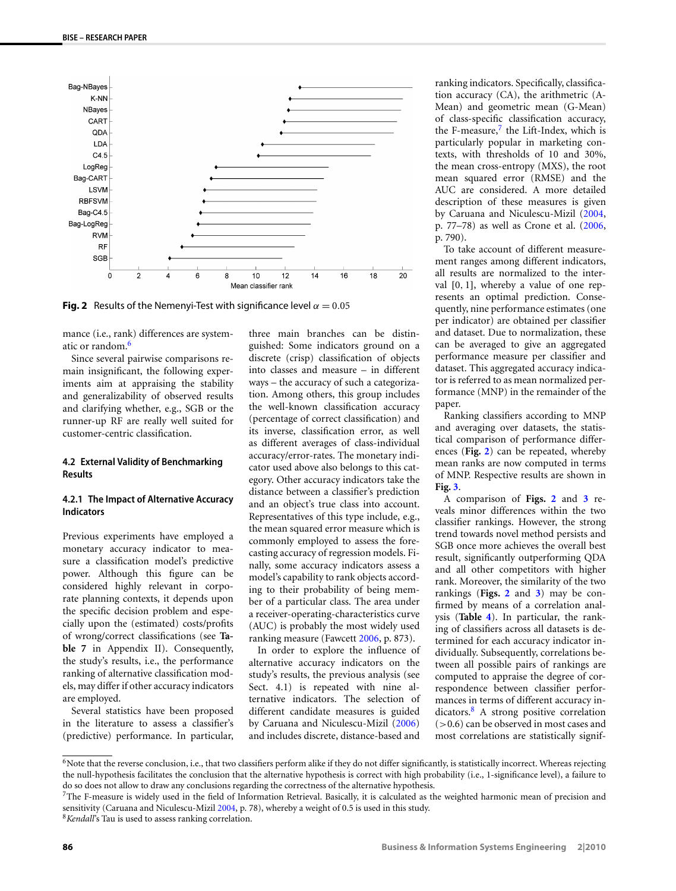Fig. 2 Results of the Nemenyi-Test with significance level $\alpha = 0.05$

mance (i.e., rank) differences are systematic or random.[6]

Since several pairwise comparisons remain insignificant, the following experiments aim at appraising the stability and generalizability of observed results and clarifying whether, e.g., SGB or the runner-up RF are really well suited for customer-centric classification.

### 4.2 External Validity of Benchmarking Results

#### 4.2.1 The Impact of Alternative Accuracy Indicators

Previous experiments have employed a monetary accuracy indicator to measure a classification model's predictive power. Although this figure can be considered highly relevant in corporate planning contexts, it depends upon the specific decision problem and especially upon the (estimated) costs/profits of wrong/correct classifications (see **Table 7** in Appendix II). Consequently, the study's results, i.e., the performance ranking of alternative classification models, may differ if other accuracy indicators are employed.

Several statistics have been proposed in the literature to assess a classifier's (predictive) performance. In particular, three main branches can be distinguished: Some indicators ground on a discrete (crisp) classification of objects into classes and measure – in different ways – the accuracy of such a categorization. Among others, this group includes the well-known classification accuracy (percentage of correct classification) and its inverse, classification error, as well as different averages of class-individual accuracy/error-rates. The monetary indicator used above also belongs to this category. Other accuracy indicators take the distance between a classifier's prediction and an object's true class into account. Representatives of this type include, e.g., the mean squared error measure which is commonly employed to assess the forecasting accuracy of regression models. Finally, some accuracy indicators assess a model's capability to rank objects according to their probability of being member of a particular class. The area under a receiver-operating-characteristics curve (AUC) is probably the most widely used ranking measure (Fawcett 2006, p. 873).

In order to explore the influence of alternative accuracy indicators on the study's results, the previous analysis (see Sect. 4.1) is repeated with nine alternative indicators. The selection of different candidate measures is guided by Caruana and Niculescu-Mizil (2006) and includes discrete, distance-based and ranking indicators. Specifically, classification accuracy (CA), the arithmetic (A-Mean) and geometric mean (G-Mean) of class-specific classification accuracy, the F-measure,[7] the Lift-Index, which is particularly popular in marketing contexts, with thresholds of 10 and 30%, the mean cross-entropy (MXS), the root mean squared error (RMSE) and the AUC are considered. A more detailed description of these measures is given by Caruana and Niculescu-Mizil (2004, p. 77–78) as well as Crone et al. (2006, p. 790).

To take account of different measurement ranges among different indicators, all results are normalized to the interval [0, 1], whereby a value of one represents an optimal prediction. Consequently, nine performance estimates (one per indicator) are obtained per classifier and dataset. Due to normalization, these can be averaged to give an aggregated performance measure per classifier and dataset. This aggregated accuracy indicator is referred to as mean normalized performance (MNP) in the remainder of the paper.

Ranking classifiers according to MNP and averaging over datasets, the statistical comparison of performance differences (**Fig. 2**) can be repeated, whereby mean ranks are now computed in terms of MNP. Respective results are shown in **Fig. 3**.

A comparison of **Figs. 2** and **3** reveals minor differences within the two classifier rankings. However, the strong trend towards novel method persists and SGB once more achieves the overall best result, significantly outperforming QDA and all other competitors with higher rank. Moreover, the similarity of the two rankings (**Figs. 2** and **3**) may be confirmed by means of a correlation analysis (**Table 4**). In particular, the ranking of classifiers across all datasets is determined for each accuracy indicator individually. Subsequently, correlations between all possible pairs of rankings are computed to appraise the degree of correspondence between classifier performances in terms of different accuracy indicators.[8] A strong positive correlation (>0.6) can be observed in most cases and most correlations are statistically signif-

[6]Note that the reverse conclusion, i.e., that two classifiers perform alike if they do not differ significantly, is statistically incorrect. Whereas rejecting the null-hypothesis facilitates the conclusion that the alternative hypothesis is correct with high probability (i.e., 1-significance level), a failure to do so does not allow to draw any conclusions regarding the correctness of the alternative hypothesis.

[7]The F-measure is widely used in the field of Information Retrieval. Basically, it is calculated as the weighted harmonic mean of precision and sensitivity (Caruana and Niculescu-Mizil 2004, p. 78), whereby a weight of 0.5 is used in this study.

[8]*Kendall*'s Tau is used to assess ranking correlation.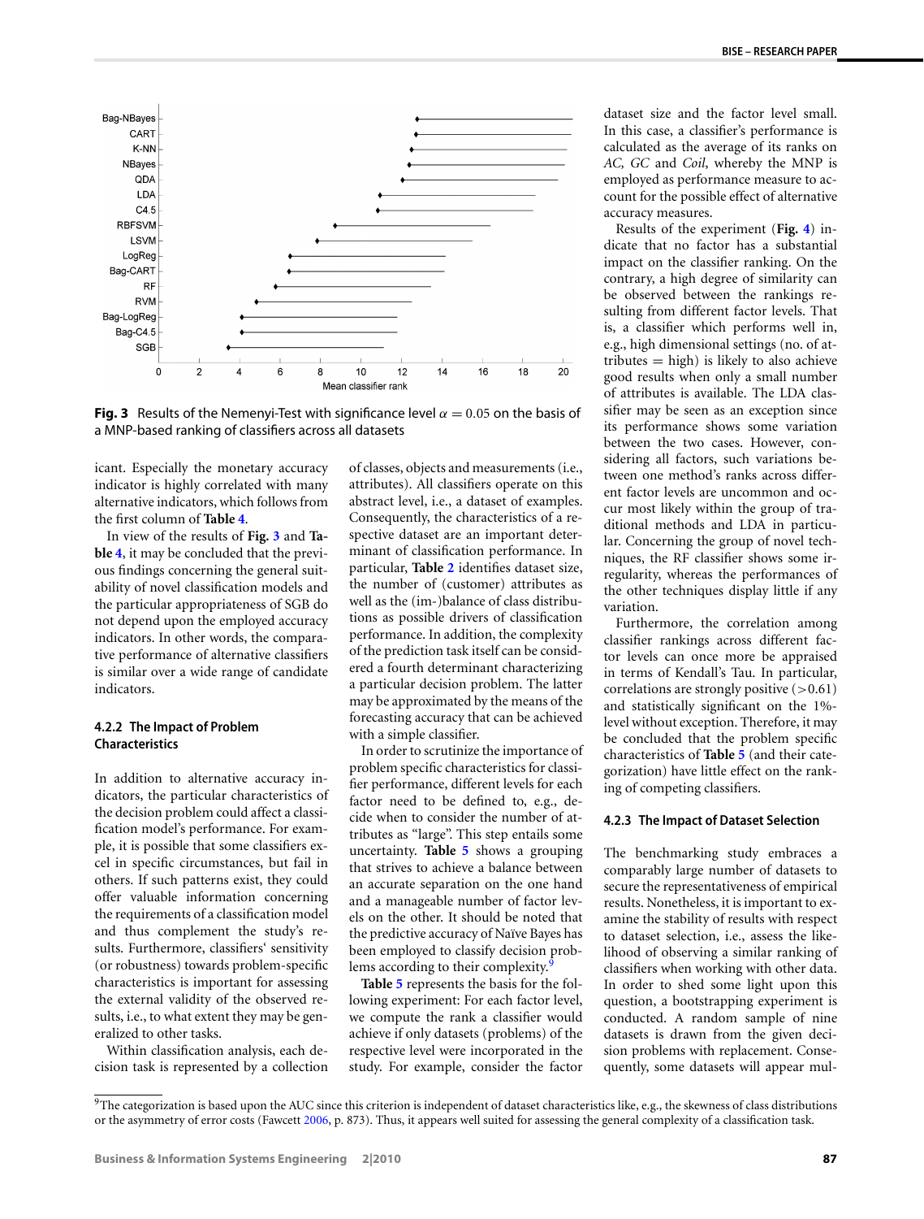**Fig. 3** Results of the Nemenyi-Test with significance level $\alpha = 0.05$ on the basis of a MNP-based ranking of classifiers across all datasets

icant. Especially the monetary accuracy indicator is highly correlated with many alternative indicators, which follows from the first column of **Table 4**.

In view of the results of **Fig. 3** and **Table 4**, it may be concluded that the previous findings concerning the general suitability of novel classification models and the particular appropriateness of SGB do not depend upon the employed accuracy indicators. In other words, the comparative performance of alternative classifiers is similar over a wide range of candidate indicators.

### 4.2.2 The Impact of Problem Characteristics

In addition to alternative accuracy indicators, the particular characteristics of the decision problem could affect a classification model's performance. For example, it is possible that some classifiers excel in specific circumstances, but fail in others. If such patterns exist, they could offer valuable information concerning the requirements of a classification model and thus complement the study's results. Furthermore, classifiers' sensitivity (or robustness) towards problem-specific characteristics is important for assessing the external validity of the observed results, i.e., to what extent they may be generalized to other tasks.

Within classification analysis, each decision task is represented by a collection of classes, objects and measurements (i.e., attributes). All classifiers operate on this abstract level, i.e., a dataset of examples. Consequently, the characteristics of a respective dataset are an important determinant of classification performance. In particular, **Table 2** identifies dataset size, the number of (customer) attributes as well as the (im-)balance of class distributions as possible drivers of classification performance. In addition, the complexity of the prediction task itself can be considered a fourth determinant characterizing a particular decision problem. The latter may be approximated by the means of the forecasting accuracy that can be achieved with a simple classifier.

In order to scrutinize the importance of problem specific characteristics for classifier performance, different levels for each factor need to be defined to, e.g., decide when to consider the number of attributes as "large". This step entails some uncertainty. **Table 5** shows a grouping that strives to achieve a balance between an accurate separation on the one hand and a manageable number of factor levels on the other. It should be noted that the predictive accuracy of Naïve Bayes has been employed to classify decision problems according to their complexity.[9]

**Table 5** represents the basis for the following experiment: For each factor level, we compute the rank a classifier would achieve if only datasets (problems) of the respective level were incorporated in the study. For example, consider the factor dataset size and the factor level small. In this case, a classifier's performance is calculated as the average of its ranks on *AC, GC* and *Coil*, whereby the MNP is employed as performance measure to account for the possible effect of alternative accuracy measures.

Results of the experiment (**Fig. 4**) indicate that no factor has a substantial impact on the classifier ranking. On the contrary, a high degree of similarity can be observed between the rankings resulting from different factor levels. That is, a classifier which performs well in, e.g., high dimensional settings (no. of attributes = high) is likely to also achieve good results when only a small number of attributes is available. The LDA classifier may be seen as an exception since its performance shows some variation between the two cases. However, considering all factors, such variations between one method's ranks across different factor levels are uncommon and occur most likely within the group of traditional methods and LDA in particular. Concerning the group of novel techniques, the RF classifier shows some irregularity, whereas the performances of the other techniques display little if any variation.

Furthermore, the correlation among classifier rankings across different factor levels can once more be appraised in terms of Kendall's Tau. In particular, correlations are strongly positive ($>0.61$) and statistically significant on the 1%-level without exception. Therefore, it may be concluded that the problem specific characteristics of **Table 5** (and their categorization) have little effect on the ranking of competing classifiers.

### 4.2.3 The Impact of Dataset Selection

The benchmarking study embraces a comparably large number of datasets to secure the representativeness of empirical results. Nonetheless, it is important to examine the stability of results with respect to dataset selection, i.e., assess the likelihood of observing a similar ranking of classifiers when working with other data. In order to shed some light upon this question, a bootstrapping experiment is conducted. A random sample of nine datasets is drawn from the given decision problems with replacement. Consequently, some datasets will appear mul-

[9] The categorization is based upon the AUC since this criterion is independent of dataset characteristics like, e.g., the skewness of class distributions or the asymmetry of error costs (Fawcett 2006, p. 873). Thus, it appears well suited for assessing the general complexity of a classification task.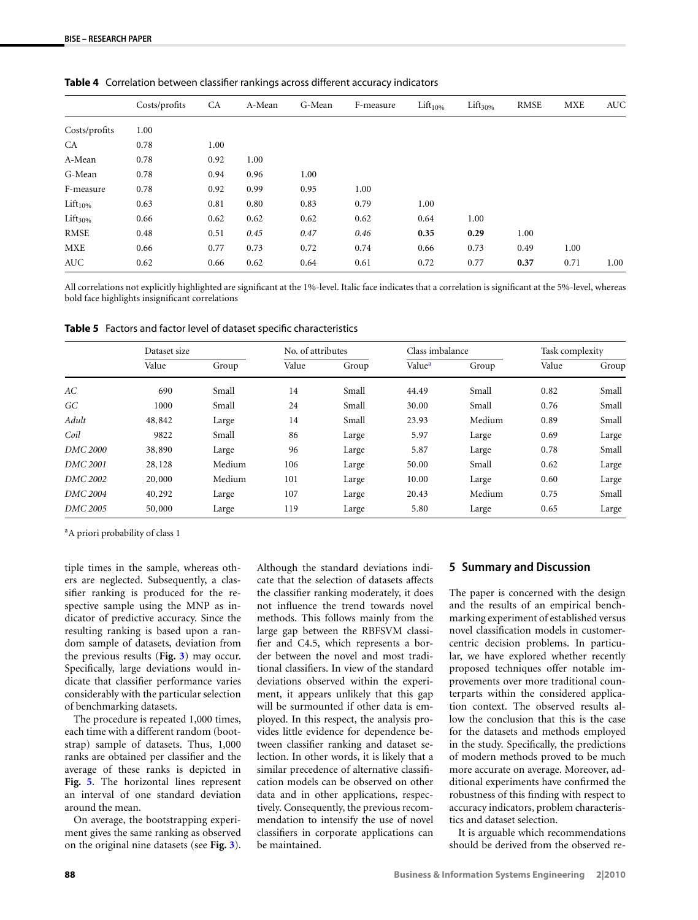**Table 4** Correlation between classifier rankings across different accuracy indicators

| | Costs/profits | CA | A-Mean | G-Mean | F-measure | $\text{Lift}_{10\%}$ | $\text{Lift}_{30\%}$ | RMSE | MXE | AUC |
|---|---|---|---|---|---|---|---|---|---|---|
| Costs/profits | 1.00 | | | | | | | | | |
| CA | 0.78 | 1.00 | | | | | | | | |
| A-Mean | 0.78 | 0.92 | 1.00 | | | | | | | |
| G-Mean | 0.78 | 0.94 | 0.96 | 1.00 | | | | | | |
| F-measure | 0.78 | 0.92 | 0.99 | 0.95 | 1.00 | | | | | |
| $\text{Lift}_{10\%}$ | 0.63 | 0.81 | 0.80 | 0.83 | 0.79 | 1.00 | | | | |
| $\text{Lift}_{30\%}$ | 0.66 | 0.62 | 0.62 | 0.62 | 0.62 | 0.64 | 1.00 | | | |
| RMSE | 0.48 | 0.51 | *0.45* | *0.47* | *0.46* | **0.35** | **0.29** | 1.00 | | |
| MXE | 0.66 | 0.77 | 0.73 | 0.72 | 0.74 | 0.66 | 0.73 | 0.49 | 1.00 | |
| AUC | 0.62 | 0.66 | 0.62 | 0.64 | 0.61 | 0.72 | 0.77 | **0.37** | 0.71 | 1.00 |

All correlations not explicitly highlighted are significant at the 1%-level. Italic face indicates that a correlation is significant at the 5%-level, whereas bold face highlights insignificant correlations

**Table 5** Factors and factor level of dataset specific characteristics

| | Dataset size | | No. of attributes | | Class imbalance | | Task complexity | |
|---|---|---|---|---|---|---|---|---|
| | Value | Group | Value | Group | Value[a] | Group | Value | Group |
| *AC* | 690 | Small | 14 | Small | 44.49 | Small | 0.82 | Small |
| *GC* | 1000 | Small | 24 | Small | 30.00 | Small | 0.76 | Small |
| *Adult* | 48,842 | Large | 14 | Small | 23.93 | Medium | 0.89 | Small |
| *Coil* | 9822 | Small | 86 | Large | 5.97 | Large | 0.69 | Large |
| *DMC 2000* | 38,890 | Large | 96 | Large | 5.87 | Large | 0.78 | Small |
| *DMC 2001* | 28,128 | Medium | 106 | Large | 50.00 | Small | 0.62 | Large |
| *DMC 2002* | 20,000 | Medium | 101 | Large | 10.00 | Large | 0.60 | Large |
| *DMC 2004* | 40,292 | Large | 107 | Large | 20.43 | Medium | 0.75 | Small |
| *DMC 2005* | 50,000 | Large | 119 | Large | 5.80 | Large | 0.65 | Large |

[a]A priori probability of class 1

tiple times in the sample, whereas others are neglected. Subsequently, a classifier ranking is produced for the respective sample using the MNP as indicator of predictive accuracy. Since the resulting ranking is based upon a random sample of datasets, deviation from the previous results (**Fig. 3**) may occur. Specifically, large deviations would indicate that classifier performance varies considerably with the particular selection of benchmarking datasets.

The procedure is repeated 1,000 times, each time with a different random (bootstrap) sample of datasets. Thus, 1,000 ranks are obtained per classifier and the average of these ranks is depicted in **Fig. 5**. The horizontal lines represent an interval of one standard deviation around the mean.

On average, the bootstrapping experiment gives the same ranking as observed on the original nine datasets (see **Fig. 3**). Although the standard deviations indicate that the selection of datasets affects the classifier ranking moderately, it does not influence the trend towards novel methods. This follows mainly from the large gap between the RBFSVM classifier and C4.5, which represents a border between the novel and most traditional classifiers. In view of the standard deviations observed within the experiment, it appears unlikely that this gap will be surmounted if other data is employed. In this respect, the analysis provides little evidence for dependence between classifier ranking and dataset selection. In other words, it is likely that a similar precedence of alternative classification models can be observed on other data and in other applications, respectively. Consequently, the previous recommendation to intensify the use of novel classifiers in corporate applications can be maintained.

## 5 Summary and Discussion

The paper is concerned with the design and the results of an empirical benchmarking experiment of established versus novel classification models in customer-centric decision problems. In particular, we have explored whether recently proposed techniques offer notable improvements over more traditional counterparts within the considered application context. The observed results allow the conclusion that this is the case for the datasets and methods employed in the study. Specifically, the predictions of modern methods proved to be much more accurate on average. Moreover, additional experiments have confirmed the robustness of this finding with respect to accuracy indicators, problem characteristics and dataset selection.

It is arguable which recommendations should be derived from the observed re-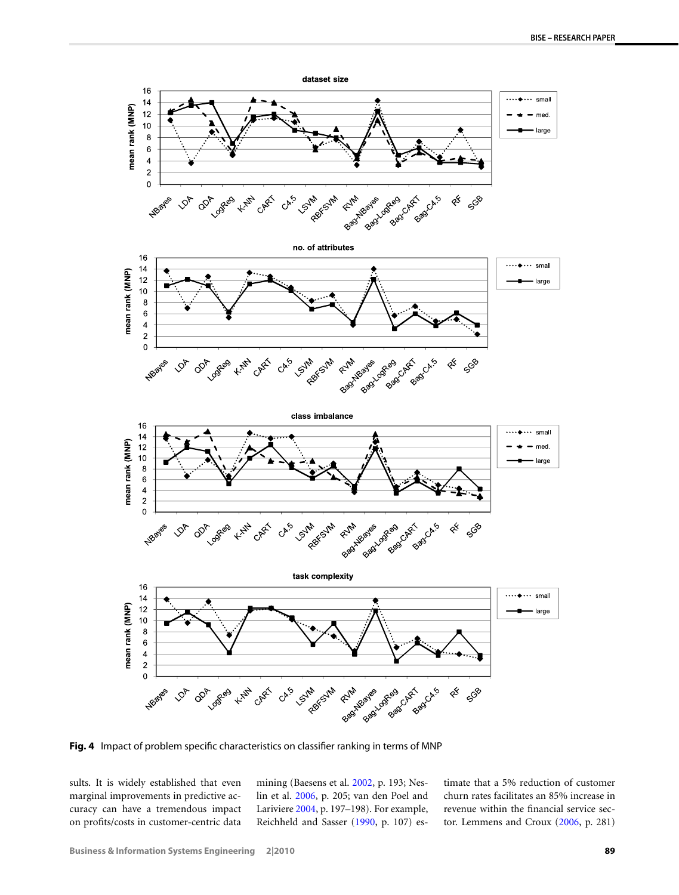Fig. 4 Impact of problem specific characteristics on classifier ranking in terms of MNP

sults. It is widely established that even marginal improvements in predictive accuracy can have a tremendous impact on profits/costs in customer-centric data mining (Baesens et al. 2002, p. 193; Neslin et al. 2006, p. 205; van den Poel and Lariviere 2004, p. 197–198). For example, Reichheld and Sasser (1990, p. 107) estimate that a 5% reduction of customer churn rates facilitates an 85% increase in revenue within the financial service sector. Lemmens and Croux (2006, p. 281)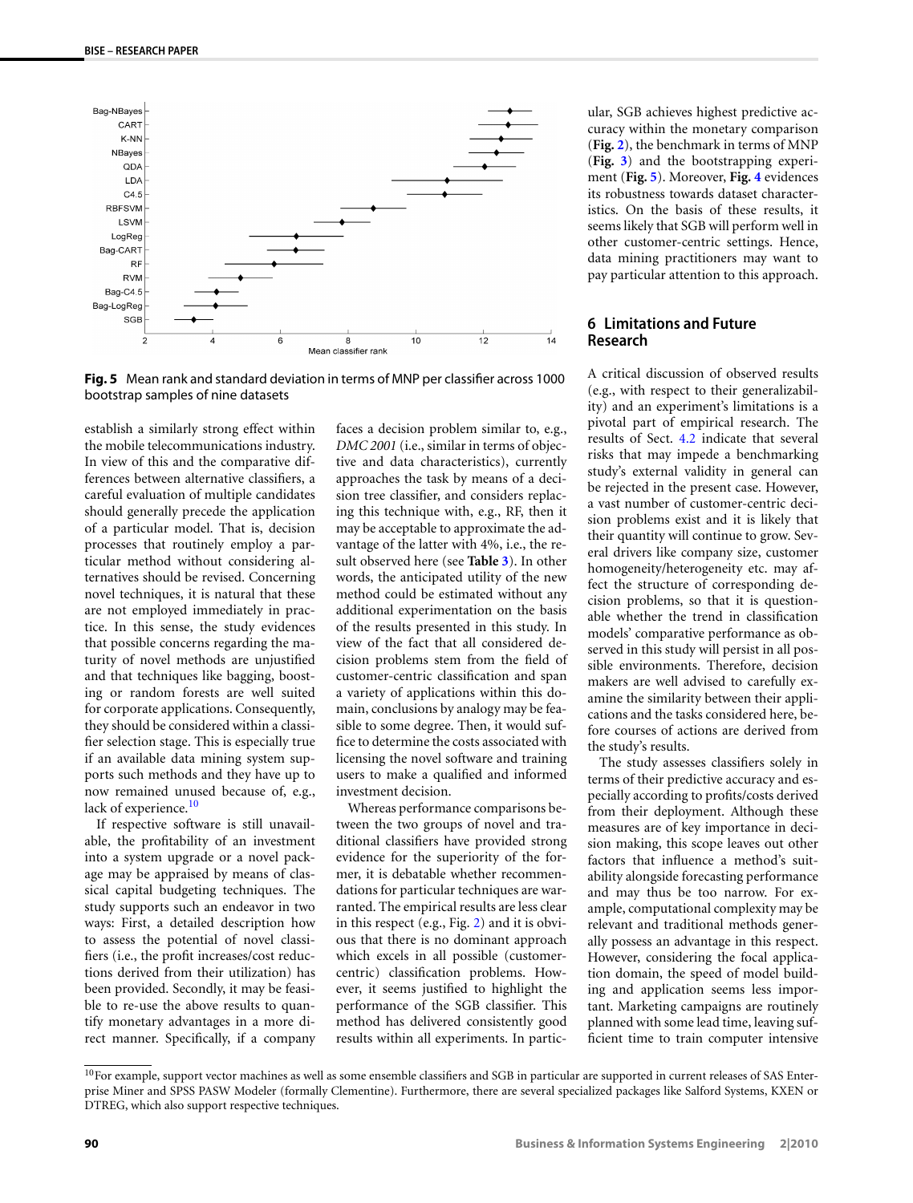Bag-NBayes
CART
K-NN
NBayes
QDA
LDA
C4.5
RBFSVM
LSVM
LogReg
Bag-CART
RF
RVM
Bag-C4.5
Bag-LogReg
SGB

2 4 6 8 10 12 14

Mean classifier rank

**Fig. 5** Mean rank and standard deviation in terms of MNP per classifier across 1000 bootstrap samples of nine datasets

establish a similarly strong effect within the mobile telecommunications industry. In view of this and the comparative differences between alternative classifiers, a careful evaluation of multiple candidates should generally precede the application of a particular model. That is, decision processes that routinely employ a particular method without considering alternatives should be revised. Concerning novel techniques, it is natural that these are not employed immediately in practice. In this sense, the study evidences that possible concerns regarding the maturity of novel methods are unjustified and that techniques like bagging, boosting or random forests are well suited for corporate applications. Consequently, they should be considered within a classifier selection stage. This is especially true if an available data mining system supports such methods and they have up to now remained unused because of, e.g., lack of experience.[10]

If respective software is still unavailable, the profitability of an investment into a system upgrade or a novel package may be appraised by means of classical capital budgeting techniques. The study supports such an endeavor in two ways: First, a detailed description how to assess the potential of novel classifiers (i.e., the profit increases/cost reductions derived from their utilization) has been provided. Secondly, it may be feasible to re-use the above results to quantify monetary advantages in a more direct manner. Specifically, if a company faces a decision problem similar to, e.g., *DMC 2001* (i.e., similar in terms of objective and data characteristics), currently approaches the task by means of a decision tree classifier, and considers replacing this technique with, e.g., RF, then it may be acceptable to approximate the advantage of the latter with 4%, i.e., the result observed here (see **Table 3**). In other words, the anticipated utility of the new method could be estimated without any additional experimentation on the basis of the results presented in this study. In view of the fact that all considered decision problems stem from the field of customer-centric classification and span a variety of applications within this domain, conclusions by analogy may be feasible to some degree. Then, it would suffice to determine the costs associated with licensing the novel software and training users to make a qualified and informed investment decision.

Whereas performance comparisons between the two groups of novel and traditional classifiers have provided strong evidence for the superiority of the former, it is debatable whether recommendations for particular techniques are warranted. The empirical results are less clear in this respect (e.g., Fig. 2) and it is obvious that there is no dominant approach which excels in all possible (customer-centric) classification problems. However, it seems justified to highlight the performance of the SGB classifier. This method has delivered consistently good results within all experiments. In particular, SGB achieves highest predictive accuracy within the monetary comparison (**Fig. 2**), the benchmark in terms of MNP (**Fig. 3**) and the bootstrapping experiment (**Fig. 5**). Moreover, **Fig. 4** evidences its robustness towards dataset characteristics. On the basis of these results, it seems likely that SGB will perform well in other customer-centric settings. Hence, data mining practitioners may want to pay particular attention to this approach.

## 6 Limitations and Future Research

A critical discussion of observed results (e.g., with respect to their generalizability) and an experiment's limitations is a pivotal part of empirical research. The results of Sect. 4.2 indicate that several risks that may impede a benchmarking study's external validity in general can be rejected in the present case. However, a vast number of customer-centric decision problems exist and it is likely that their quantity will continue to grow. Several drivers like company size, customer homogeneity/heterogeneity etc. may affect the structure of corresponding decision problems, so that it is questionable whether the trend in classification models' comparative performance as observed in this study will persist in all possible environments. Therefore, decision makers are well advised to carefully examine the similarity between their applications and the tasks considered here, before courses of actions are derived from the study's results.

The study assesses classifiers solely in terms of their predictive accuracy and especially according to profits/costs derived from their deployment. Although these measures are of key importance in decision making, this scope leaves out other factors that influence a method's suitability alongside forecasting performance and may thus be too narrow. For example, computational complexity may be relevant and traditional methods generally possess an advantage in this respect. However, considering the focal application domain, the speed of model building and application seems less important. Marketing campaigns are routinely planned with some lead time, leaving sufficient time to train computer intensive

[10] For example, support vector machines as well as some ensemble classifiers and SGB in particular are supported in current releases of SAS Enterprise Miner and SPSS PASW Modeler (formally Clementine). Furthermore, there are several specialized packages like Salford Systems, KXEN or DTREG, which also support respective techniques.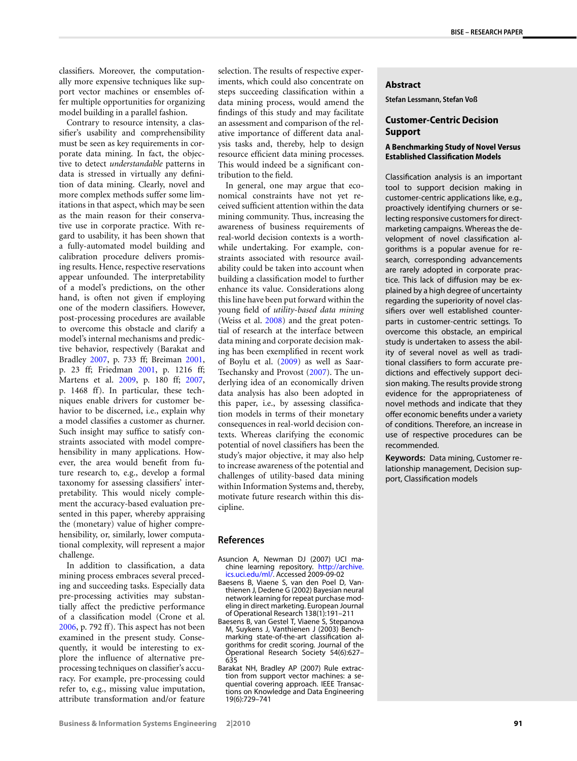classifiers. Moreover, the computationally more expensive techniques like support vector machines or ensembles offer multiple opportunities for organizing model building in a parallel fashion.

Contrary to resource intensity, a classifier's usability and comprehensibility must be seen as key requirements in corporate data mining. In fact, the objective to detect *understandable* patterns in data is stressed in virtually any definition of data mining. Clearly, novel and more complex methods suffer some limitations in that aspect, which may be seen as the main reason for their conservative use in corporate practice. With regard to usability, it has been shown that a fully-automated model building and calibration procedure delivers promising results. Hence, respective reservations appear unfounded. The interpretability of a model's predictions, on the other hand, is often not given if employing one of the modern classifiers. However, post-processing procedures are available to overcome this obstacle and clarify a model's internal mechanisms and predictive behavior, respectively (Barakat and Bradley 2007, p. 733 ff; Breiman 2001, p. 23 ff; Friedman 2001, p. 1216 ff; Martens et al. 2009, p. 180 ff; 2007, p. 1468 ff). In particular, these techniques enable drivers for customer behavior to be discerned, i.e., explain why a model classifies a customer as churner. Such insight may suffice to satisfy constraints associated with model comprehensibility in many applications. However, the area would benefit from future research to, e.g., develop a formal taxonomy for assessing classifiers' interpretability. This would nicely complement the accuracy-based evaluation presented in this paper, whereby appraising the (monetary) value of higher comprehensibility, or, similarly, lower computational complexity, will represent a major challenge.

In addition to classification, a data mining process embraces several preceding and succeeding tasks. Especially data pre-processing activities may substantially affect the predictive performance of a classification model (Crone et al. 2006, p. 792 ff). This aspect has not been examined in the present study. Consequently, it would be interesting to explore the influence of alternative pre-processing techniques on classifier's accuracy. For example, pre-processing could refer to, e.g., missing value imputation, attribute transformation and/or feature selection. The results of respective experiments, which could also concentrate on steps succeeding classification within a data mining process, would amend the findings of this study and may facilitate an assessment and comparison of the relative importance of different data analysis tasks and, thereby, help to design resource efficient data mining processes. This would indeed be a significant contribution to the field.

In general, one may argue that economical constraints have not yet received sufficient attention within the data mining community. Thus, increasing the awareness of business requirements of real-world decision contexts is a worthwhile undertaking. For example, constraints associated with resource availability could be taken into account when building a classification model to further enhance its value. Considerations along this line have been put forward within the young field of *utility-based data mining* (Weiss et al. 2008) and the great potential of research at the interface between data mining and corporate decision making has been exemplified in recent work of Boylu et al. (2009) as well as Saar-Tsechansky and Provost (2007). The underlying idea of an economically driven data analysis has also been adopted in this paper, i.e., by assessing classification models in terms of their monetary consequences in real-world decision contexts. Whereas clarifying the economic potential of novel classifiers has been the study's major objective, it may also help to increase awareness of the potential and challenges of utility-based data mining within Information Systems and, thereby, motivate future research within this discipline.

## References

Asuncion A, Newman DJ (2007) UCI machine learning repository. http://archive.ics.uci.edu/ml/. Accessed 2009-09-02

Baesens B, Viaene S, van den Poel D, Vanthienen J, Dedene G (2002) Bayesian neural network learning for repeat purchase modeling in direct marketing. European Journal of Operational Research 138(1):191–211

Baesens B, van Gestel T, Viaene S, Stepanova M, Suykens J, Vanthienen J (2003) Benchmarking state-of-the-art classification algorithms for credit scoring. Journal of the Operational Research Society 54(6):627–635

Barakat NH, Bradley AP (2007) Rule extraction from support vector machines: a sequential covering approach. IEEE Transactions on Knowledge and Data Engineering 19(6):729–741

## Abstract

**Stefan Lessmann, Stefan Voß**

### Customer-Centric Decision Support

**A Benchmarking Study of Novel Versus Established Classification Models**

Classification analysis is an important tool to support decision making in customer-centric applications like, e.g., proactively identifying churners or selecting responsive customers for direct-marketing campaigns. Whereas the development of novel classification algorithms is a popular avenue for research, corresponding advancements are rarely adopted in corporate practice. This lack of diffusion may be explained by a high degree of uncertainty regarding the superiority of novel classifiers over well established counterparts in customer-centric settings. To overcome this obstacle, an empirical study is undertaken to assess the ability of several novel as well as traditional classifiers to form accurate predictions and effectively support decision making. The results provide strong evidence for the appropriateness of novel methods and indicate that they offer economic benefits under a variety of conditions. Therefore, an increase in use of respective procedures can be recommended.

**Keywords:** Data mining, Customer relationship management, Decision support, Classification models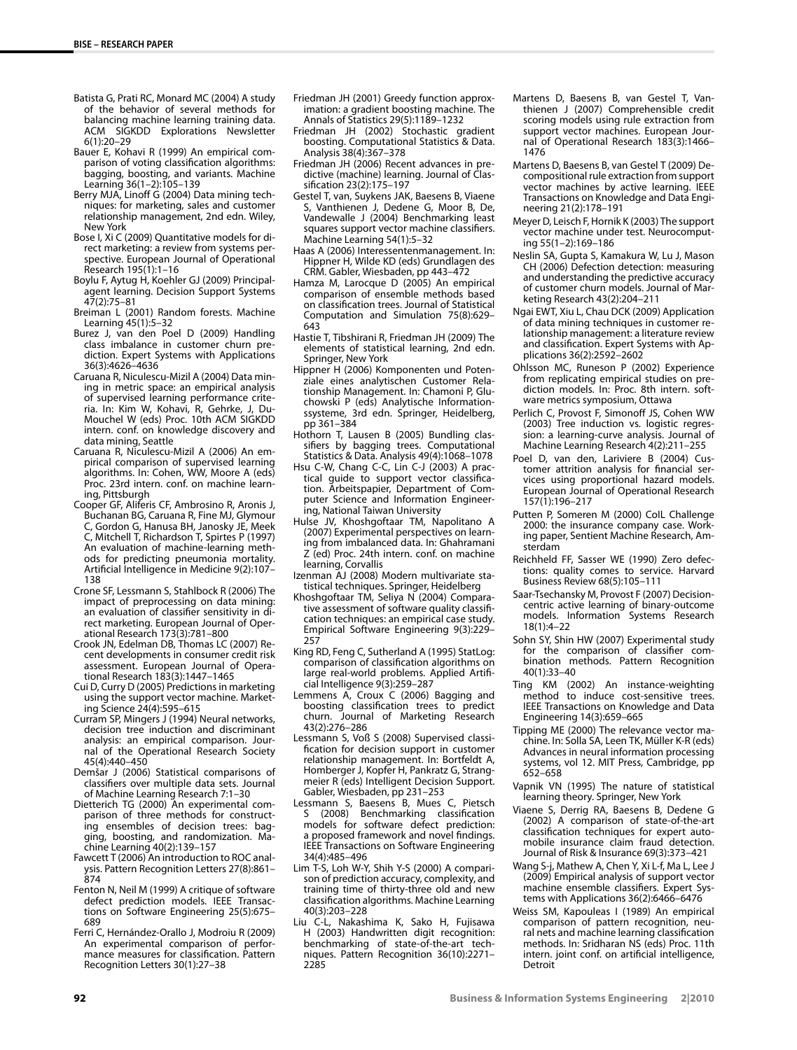Batista G, Prati RC, Monard MC (2004) A study of the behavior of several methods for balancing machine learning training data. ACM SIGKDD Explorations Newsletter 6(1):20–29

Bauer E, Kohavi R (1999) An empirical comparison of voting classification algorithms: bagging, boosting, and variants. Machine Learning 36(1–2):105–139

Berry MJA, Linoff G (2004) Data mining techniques: for marketing, sales and customer relationship management, 2nd edn. Wiley, New York

Bose I, Xi C (2009) Quantitative models for direct marketing: a review from systems perspective. European Journal of Operational Research 195(1):1–16

Boylu F, Aytug H, Koehler GJ (2009) Principal-agent learning. Decision Support Systems 47(2):75–81

Breiman L (2001) Random forests. Machine Learning 45(1):5–32

Burez J, van den Poel D (2009) Handling class imbalance in customer churn prediction. Expert Systems with Applications 36(3):4626–4636

Caruana R, Niculescu-Mizil A (2004) Data mining in metric space: an empirical analysis of supervised learning performance criteria. In: Kim W, Kohavi, R, Gehrke, J, DuMouchel W (eds) Proc. 10th ACM SIGKDD intern. conf. on knowledge discovery and data mining, Seattle

Caruana R, Niculescu-Mizil A (2006) An empirical comparison of supervised learning algorithms. In: Cohen, WW, Moore A (eds) Proc. 23rd intern. conf. on machine learning, Pittsburgh

Cooper GF, Aliferis CF, Ambrosino R, Aronis J, Buchanan BG, Caruana R, Fine MJ, Glymour C, Gordon G, Hanusa BH, Janosky JE, Meek C, Mitchell T, Richardson T, Spirtes P (1997) An evaluation of machine-learning methods for predicting pneumonia mortality. Artificial Intelligence in Medicine 9(2):107–138

Crone SF, Lessmann S, Stahlbock R (2006) The impact of preprocessing on data mining: an evaluation of classifier sensitivity in direct marketing. European Journal of Operational Research 173(3):781–800

Crook JN, Edelman DB, Thomas LC (2007) Recent developments in consumer credit risk assessment. European Journal of Operational Research 183(3):1447–1465

Cui D, Curry D (2005) Predictions in marketing using the support vector machine. Marketing Science 24(4):595–615

Curram SP, Mingers J (1994) Neural networks, decision tree induction and discriminant analysis: an empirical comparison. Journal of the Operational Research Society 45(4):440–450

Demšar J (2006) Statistical comparisons of classifiers over multiple data sets. Journal of Machine Learning Research 7:1–30

Dietterich TG (2000) An experimental comparison of three methods for constructing ensembles of decision trees: bagging, boosting, and randomization. Machine Learning 40(2):139–157

Fawcett T (2006) An introduction to ROC analysis. Pattern Recognition Letters 27(8):861–874

Fenton N, Neil M (1999) A critique of software defect prediction models. IEEE Transactions on Software Engineering 25(5):675–689

Ferri C, Hernández-Orallo J, Modroiu R (2009) An experimental comparison of performance measures for classification. Pattern Recognition Letters 30(1):27–38

Friedman JH (2001) Greedy function approximation: a gradient boosting machine. The Annals of Statistics 29(5):1189–1232

Friedman JH (2002) Stochastic gradient boosting. Computational Statistics & Data. Analysis 38(4):367–378

Friedman JH (2006) Recent advances in predictive (machine) learning. Journal of Classification 23(2):175–197

Gestel T, van, Suykens JAK, Baesens B, Viaene S, Vanthienen J, Dedene G, Moor B, De, Vandewalle J (2004) Benchmarking least squares support vector machine classifiers. Machine Learning 54(1):5–32

Haas A (2006) Interessentenmanagement. In: Hippner H, Wilde KD (eds) Grundlagen des CRM. Gabler, Wiesbaden, pp 443–472

Hamza M, Larocque D (2005) An empirical comparison of ensemble methods based on classification trees. Journal of Statistical Computation and Simulation 75(8):629–643

Hastie T, Tibshirani R, Friedman JH (2009) The elements of statistical learning, 2nd edn. Springer, New York

Hippner H (2006) Komponenten und Potenziale eines analytischen Customer Relationship Management. In: Chamoni P, Gluchowski P (eds) Analytische Informationssysteme, 3rd edn. Springer, Heidelberg, pp 361–384

Hothorn T, Lausen B (2005) Bundling classifiers by bagging trees. Computational Statistics & Data. Analysis 49(4):1068–1078

Hsu C-W, Chang C-C, Lin C-J (2003) A practical guide to support vector classification. Arbeitspapier, Department of Computer Science and Information Engineering, National Taiwan University

Hulse JV, Khoshgoftaar TM, Napolitano A (2007) Experimental perspectives on learning from imbalanced data. In: Ghahramani Z (ed) Proc. 24th intern. conf. on machine learning, Corvallis

Izenman AJ (2008) Modern multivariate statistical techniques. Springer, Heidelberg

Khoshgoftaar TM, Seliya N (2004) Comparative assessment of software quality classification techniques: an empirical case study. Empirical Software Engineering 9(3):229–257

King RD, Feng C, Sutherland A (1995) StatLog: comparison of classification algorithms on large real-world problems. Applied Artificial Intelligence 9(3):259–287

Lemmens A, Croux C (2006) Bagging and boosting classification trees to predict churn. Journal of Marketing Research 43(2):276–286

Lessmann S, Voß S (2008) Supervised classification for decision support in customer relationship management. In: Bortfeldt A, Homberger J, Kopfer H, Pankratz G, Strangmeier R (eds) Intelligent Decision Support. Gabler, Wiesbaden, pp 231–253

Lessmann S, Baesens B, Mues C, Pietsch S (2008) Benchmarking classification models for software defect prediction: a proposed framework and novel findings. IEEE Transactions on Software Engineering 34(4):485–496

Lim T-S, Loh W-Y, Shih Y-S (2000) A comparison of prediction accuracy, complexity, and training time of thirty-three old and new classification algorithms. Machine Learning 40(3):203–228

Liu C-L, Nakashima K, Sako H, Fujisawa H (2003) Handwritten digit recognition: benchmarking of state-of-the-art techniques. Pattern Recognition 36(10):2271–2285

Martens D, Baesens B, van Gestel T, Vanthienen J (2007) Comprehensible credit scoring models using rule extraction from support vector machines. European Journal of Operational Research 183(3):1466–1476

Martens D, Baesens B, van Gestel T (2009) Decompositional rule extraction from support vector machines by active learning. IEEE Transactions on Knowledge and Data Engineering 21(2):178–191

Meyer D, Leisch F, Hornik K (2003) The support vector machine under test. Neurocomputing 55(1–2):169–186

Neslin SA, Gupta S, Kamakura W, Lu J, Mason CH (2006) Defection detection: measuring and understanding the predictive accuracy of customer churn models. Journal of Marketing Research 43(2):204–211

Ngai EWT, Xiu L, Chau DCK (2009) Application of data mining techniques in customer relationship management: a literature review and classification. Expert Systems with Applications 36(2):2592–2602

Ohlsson MC, Runeson P (2002) Experience from replicating empirical studies on prediction models. In: Proc. 8th intern. software metrics symposium, Ottawa

Perlich C, Provost F, Simonoff JS, Cohen WW (2003) Tree induction vs. logistic regression: a learning-curve analysis. Journal of Machine Learning Research 4(2):211–255

Poel D, van den, Lariviere B (2004) Customer attrition analysis for financial services using proportional hazard models. European Journal of Operational Research 157(1):196–217

Putten P, Someren M (2000) CoIL Challenge 2000: the insurance company case. Working paper, Sentient Machine Research, Amsterdam

Reichheld FF, Sasser WE (1990) Zero defections: quality comes to service. Harvard Business Review 68(5):105–111

Saar-Tsechansky M, Provost F (2007) Decision-centric active learning of binary-outcome models. Information Systems Research 18(1):4–22

Sohn SY, Shin HW (2007) Experimental study for the comparison of classifier combination methods. Pattern Recognition 40(1):33–40

Ting KM (2002) An instance-weighting method to induce cost-sensitive trees. IEEE Transactions on Knowledge and Data Engineering 14(3):659–665

Tipping ME (2000) The relevance vector machine. In: Solla SA, Leen TK, Müller K-R (eds) Advances in neural information processing systems, vol 12. MIT Press, Cambridge, pp 652–658

Vapnik VN (1995) The nature of statistical learning theory. Springer, New York

Viaene S, Derrig RA, Baesens B, Dedene G (2002) A comparison of state-of-the-art classification techniques for expert automobile insurance claim fraud detection. Journal of Risk & Insurance 69(3):373–421

Wang S-j, Mathew A, Chen Y, Xi L-f, Ma L, Lee J (2009) Empirical analysis of support vector machine ensemble classifiers. Expert Systems with Applications 36(2):6466–6476

Weiss SM, Kapouleas I (1989) An empirical comparison of pattern recognition, neural nets and machine learning classification methods. In: Sridharan NS (eds) Proc. 11th intern. joint conf. on artificial intelligence, Detroit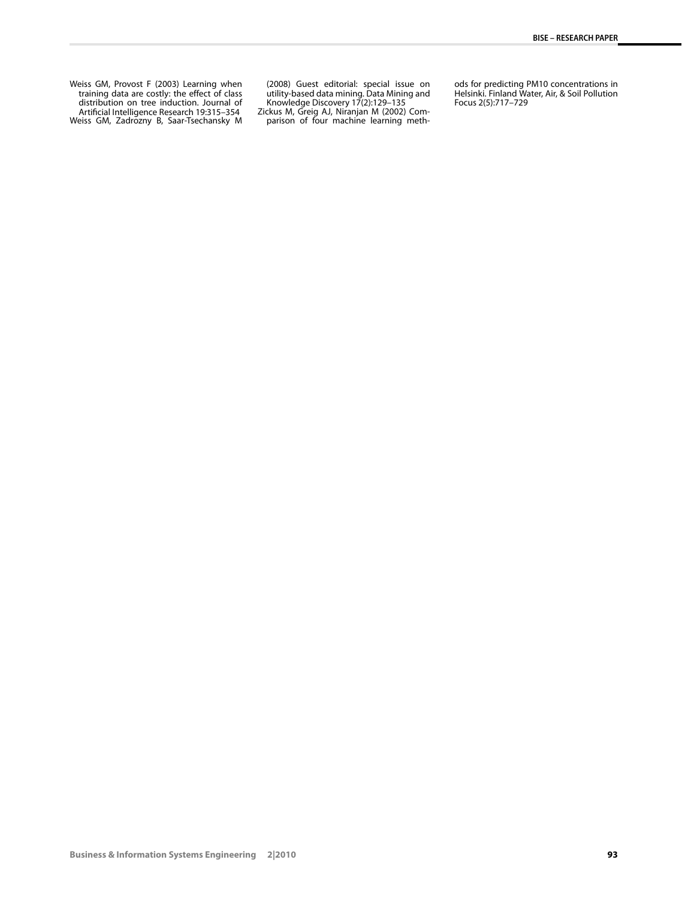Weiss GM, Provost F (2003) Learning when training data are costly: the effect of class distribution on tree induction. Journal of Artificial Intelligence Research 19:315–354

Weiss GM, Zadrozny B, Saar-Tsechansky M (2008) Guest editorial: special issue on utility-based data mining. Data Mining and Knowledge Discovery 17(2):129–135

Zickus M, Greig AJ, Niranjan M (2002) Comparison of four machine learning methods for predicting PM10 concentrations in Helsinki. Finland Water, Air, & Soil Pollution Focus 2(5):717–729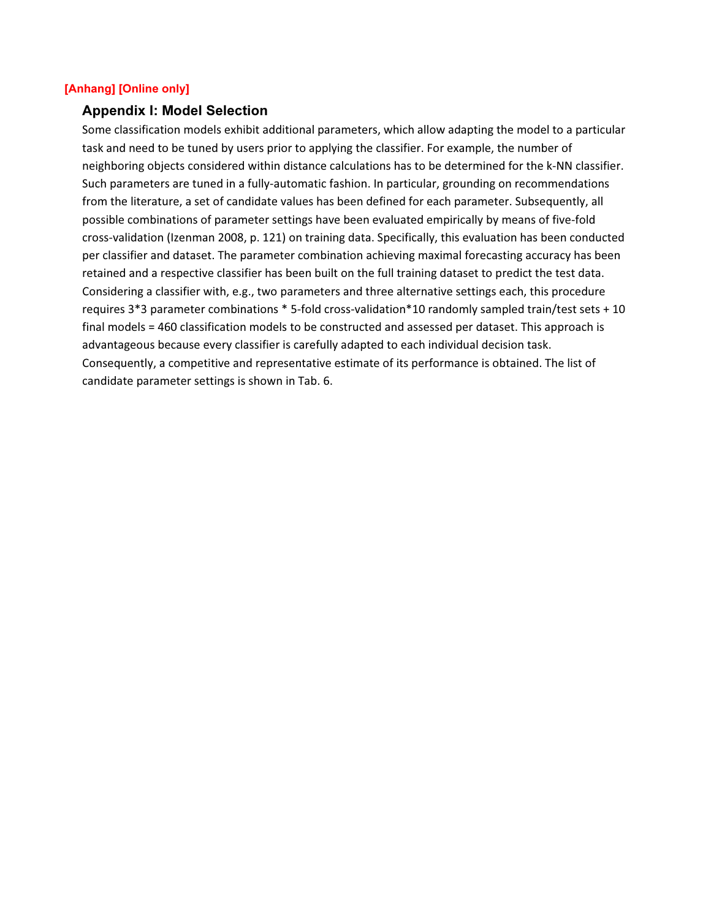[Anhang] [Online only]

## Appendix I: Model Selection

Some classification models exhibit additional parameters, which allow adapting the model to a particular task and need to be tuned by users prior to applying the classifier. For example, the number of neighboring objects considered within distance calculations has to be determined for the k-NN classifier. Such parameters are tuned in a fully-automatic fashion. In particular, grounding on recommendations from the literature, a set of candidate values has been defined for each parameter. Subsequently, all possible combinations of parameter settings have been evaluated empirically by means of five-fold cross-validation (Izenman 2008, p. 121) on training data. Specifically, this evaluation has been conducted per classifier and dataset. The parameter combination achieving maximal forecasting accuracy has been retained and a respective classifier has been built on the full training dataset to predict the test data. Considering a classifier with, e.g., two parameters and three alternative settings each, this procedure requires 3*3 parameter combinations * 5-fold cross-validation*10 randomly sampled train/test sets + 10 final models = 460 classification models to be constructed and assessed per dataset. This approach is advantageous because every classifier is carefully adapted to each individual decision task. Consequently, a competitive and representative estimate of its performance is obtained. The list of candidate parameter settings is shown in Tab. 6.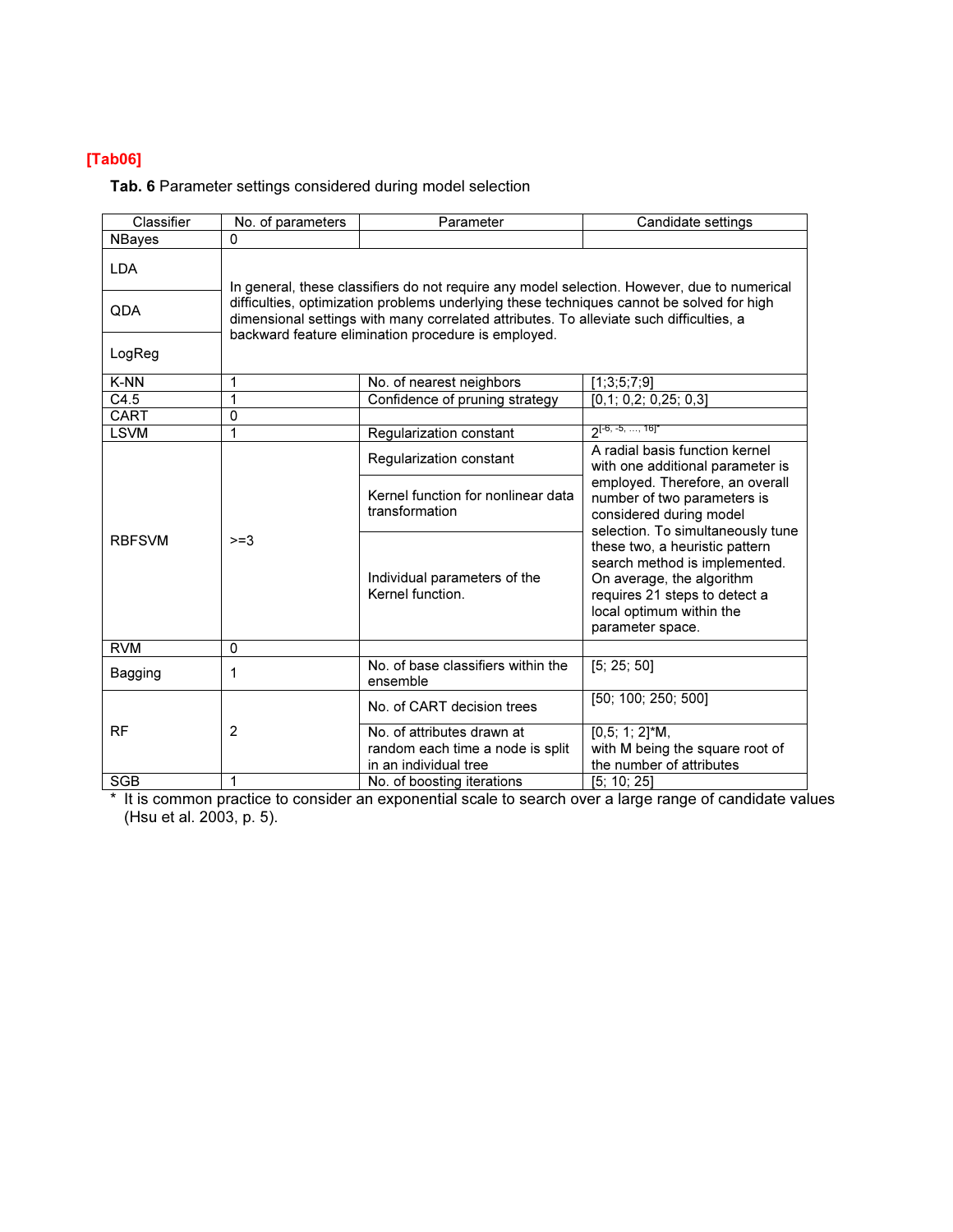**[Tab06]**

**Tab. 6** Parameter settings considered during model selection

| Classifier | No. of parameters | Parameter | Candidate settings |
|---|---|---|---|
| NBayes | 0 | | |
| LDA | In general, these classifiers do not require any model selection. However, due to numerical difficulties, optimization problems underlying these techniques cannot be solved for high dimensional settings with many correlated attributes. To alleviate such difficulties, a backward feature elimination procedure is employed. | | |
| QDA | | | |
| LogReg | | | |
| K-NN | 1 | No. of nearest neighbors | [1;3;5;7;9] |
| C4.5 | 1 | Confidence of pruning strategy | [0,1; 0,2; 0,25; 0,3] |
| CART | 0 | | |
| LSVM | 1 | Regularization constant | $2^{[-6, -5, \ldots, 16]}$* |
| RBFSVM | >=3 | Regularization constant | A radial basis function kernel with one additional parameter is employed. Therefore, an overall number of two parameters is considered during model selection. To simultaneously tune these two, a heuristic pattern search method is implemented. On average, the algorithm requires 21 steps to detect a local optimum within the parameter space. |
| | | Kernel function for nonlinear data transformation | |
| | | Individual parameters of the Kernel function. | |
| RVM | 0 | | |
| Bagging | 1 | No. of base classifiers within the ensemble | [5; 25; 50] |
| RF | 2 | No. of CART decision trees | [50; 100; 250; 500] |
| | | No. of attributes drawn at random each time a node is split in an individual tree | [0,5; 1; 2]*M, with M being the square root of the number of attributes |
| SGB | 1 | No. of boosting iterations | [5; 10; 25] |

\* It is common practice to consider an exponential scale to search over a large range of candidate values (Hsu et al. 2003, p. 5).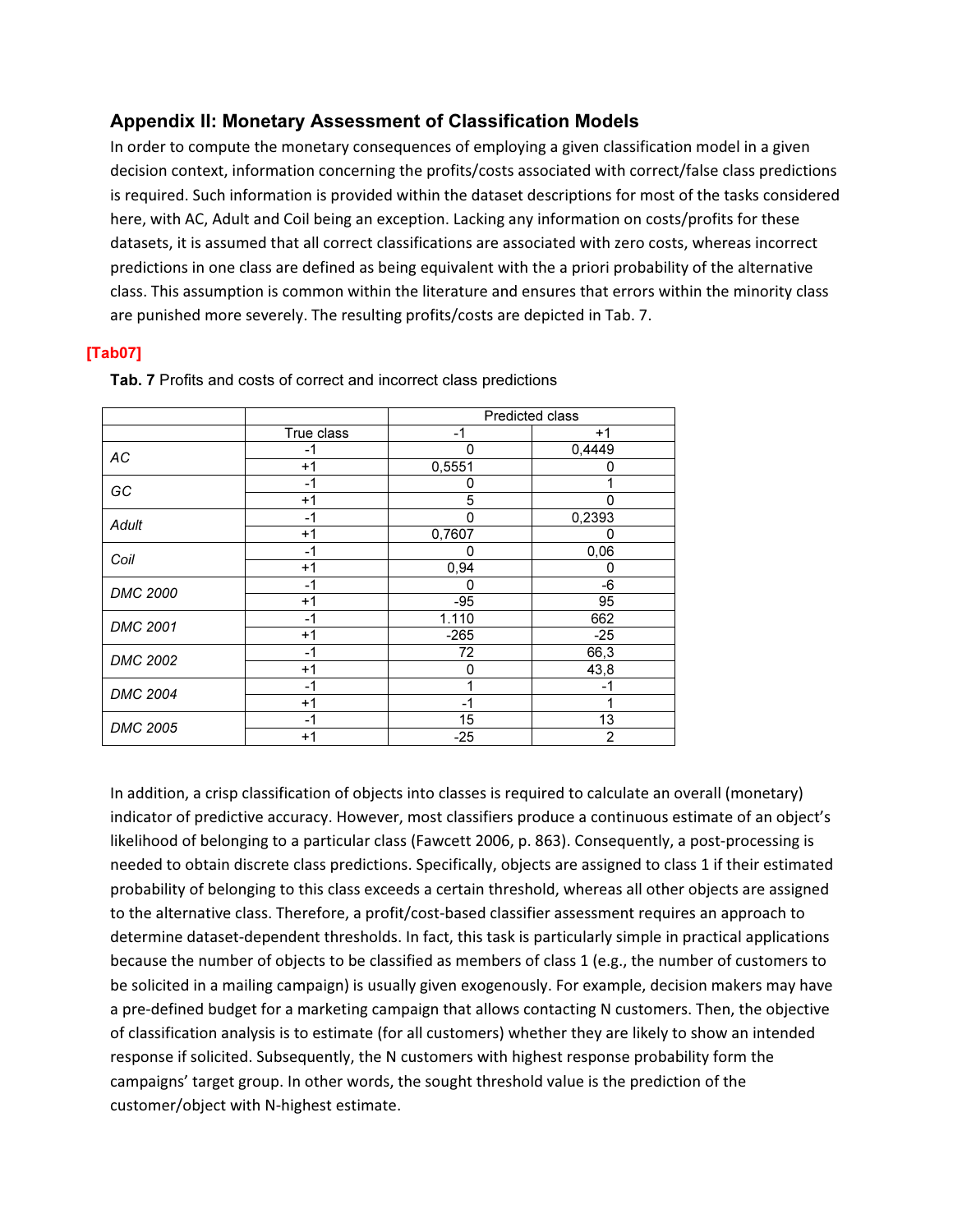## Appendix II: Monetary Assessment of Classification Models

In order to compute the monetary consequences of employing a given classification model in a given decision context, information concerning the profits/costs associated with correct/false class predictions is required. Such information is provided within the dataset descriptions for most of the tasks considered here, with AC, Adult and Coil being an exception. Lacking any information on costs/profits for these datasets, it is assumed that all correct classifications are associated with zero costs, whereas incorrect predictions in one class are defined as being equivalent with the a priori probability of the alternative class. This assumption is common within the literature and ensures that errors within the minority class are punished more severely. The resulting profits/costs are depicted in Tab. 7.

[Tab07]

**Tab. 7** Profits and costs of correct and incorrect class predictions

| | | Predicted class | |
|---|---|---|---|
| | True class | -1 | +1 |
| *AC* | -1 | 0 | 0,4449 |
| | +1 | 0,5551 | 0 |
| *GC* | -1 | 0 | 1 |
| | +1 | 5 | 0 |
| *Adult* | -1 | 0 | 0,2393 |
| | +1 | 0,7607 | 0 |
| *Coil* | -1 | 0 | 0,06 |
| | +1 | 0,94 | 0 |
| *DMC 2000* | -1 | 0 | -6 |
| | +1 | -95 | 95 |
| *DMC 2001* | -1 | 1.110 | 662 |
| | +1 | -265 | -25 |
| *DMC 2002* | -1 | 72 | 66,3 |
| | +1 | 0 | 43,8 |
| *DMC 2004* | -1 | 1 | -1 |
| | +1 | -1 | 1 |
| *DMC 2005* | -1 | 15 | 13 |
| | +1 | -25 | 2 |

In addition, a crisp classification of objects into classes is required to calculate an overall (monetary) indicator of predictive accuracy. However, most classifiers produce a continuous estimate of an object's likelihood of belonging to a particular class (Fawcett 2006, p. 863). Consequently, a post-processing is needed to obtain discrete class predictions. Specifically, objects are assigned to class 1 if their estimated probability of belonging to this class exceeds a certain threshold, whereas all other objects are assigned to the alternative class. Therefore, a profit/cost-based classifier assessment requires an approach to determine dataset-dependent thresholds. In fact, this task is particularly simple in practical applications because the number of objects to be classified as members of class 1 (e.g., the number of customers to be solicited in a mailing campaign) is usually given exogenously. For example, decision makers may have a pre-defined budget for a marketing campaign that allows contacting N customers. Then, the objective of classification analysis is to estimate (for all customers) whether they are likely to show an intended response if solicited. Subsequently, the N customers with highest response probability form the campaigns' target group. In other words, the sought threshold value is the prediction of the customer/object with N-highest estimate.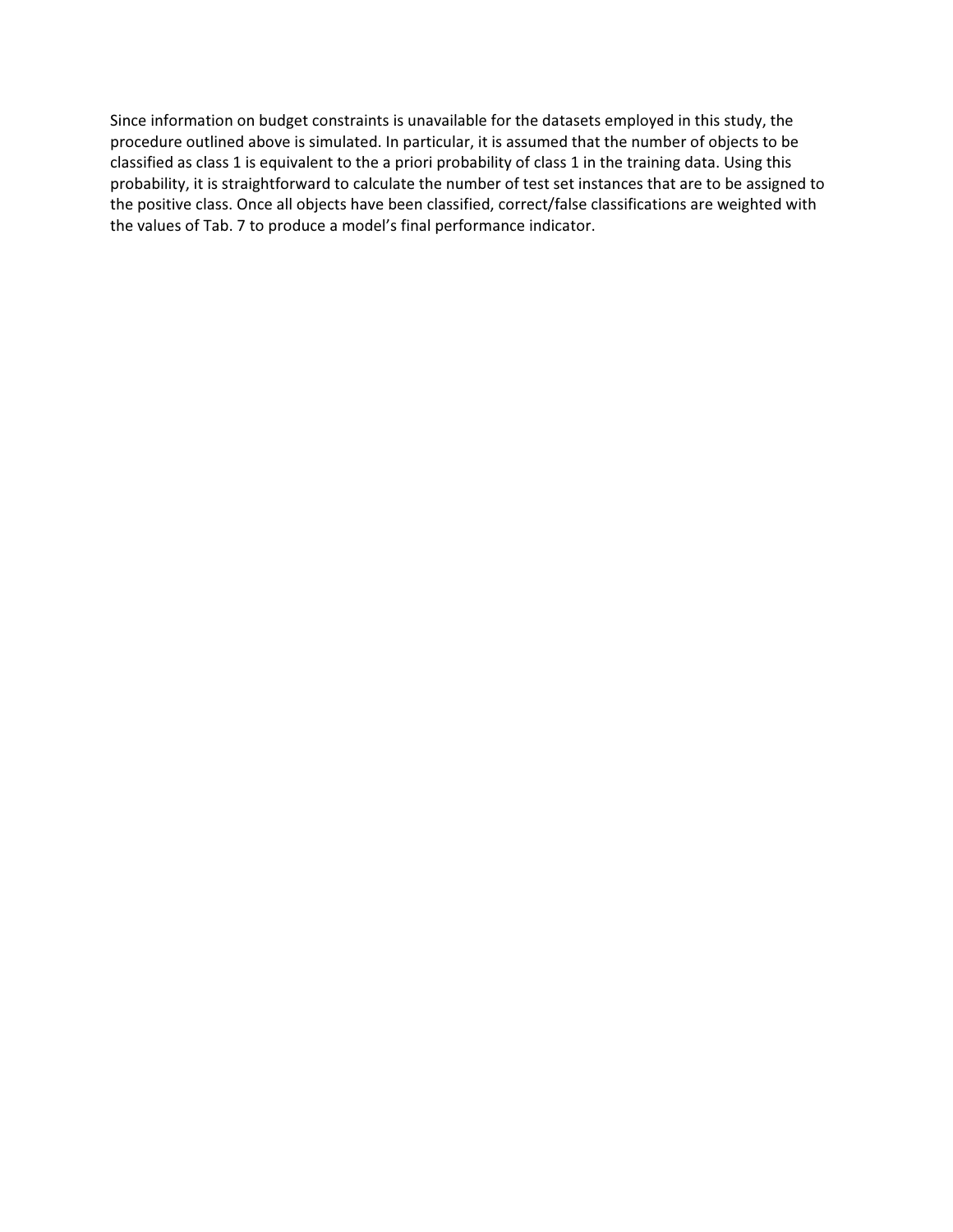Since information on budget constraints is unavailable for the datasets employed in this study, the procedure outlined above is simulated. In particular, it is assumed that the number of objects to be classified as class 1 is equivalent to the a priori probability of class 1 in the training data. Using this probability, it is straightforward to calculate the number of test set instances that are to be assigned to the positive class. Once all objects have been classified, correct/false classifications are weighted with the values of Tab. 7 to produce a model's final performance indicator.